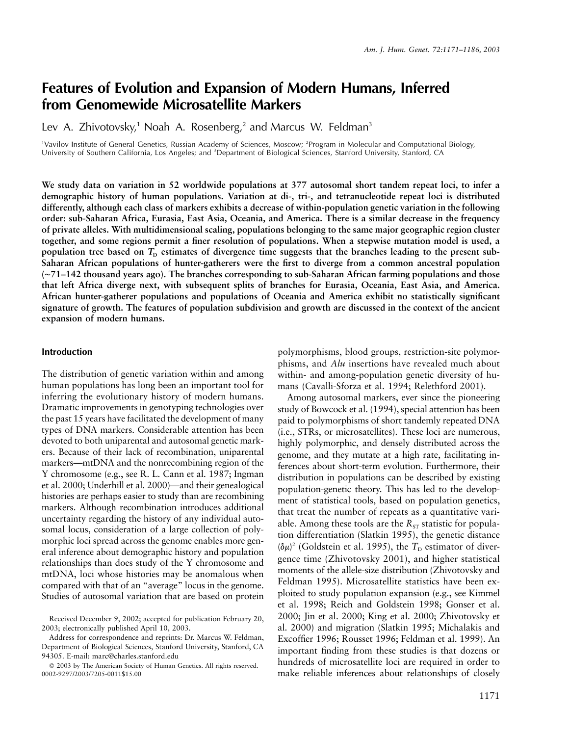# Features of Evolution and Expansion of Modern Humans, Inferred from Genomewide Microsatellite Markers

Lev A. Zhivotovsky,[1] Noah A. Rosenberg,[2] and Marcus W. Feldman[3]

[1]Vavilov Institute of General Genetics, Russian Academy of Sciences, Moscow; [2]Program in Molecular and Computational Biology, University of Southern California, Los Angeles; and [3]Department of Biological Sciences, Stanford University, Stanford, CA

**We study data on variation in 52 worldwide populations at 377 autosomal short tandem repeat loci, to infer a demographic history of human populations. Variation at di-, tri-, and tetranucleotide repeat loci is distributed differently, although each class of markers exhibits a decrease of within-population genetic variation in the following order: sub-Saharan Africa, Eurasia, East Asia, Oceania, and America. There is a similar decrease in the frequency of private alleles. With multidimensional scaling, populations belonging to the same major geographic region cluster together, and some regions permit a finer resolution of populations. When a stepwise mutation model is used, a population tree based on $T_D$ estimates of divergence time suggests that the branches leading to the present sub-Saharan African populations of hunter-gatherers were the first to diverge from a common ancestral population (~71–142 thousand years ago). The branches corresponding to sub-Saharan African farming populations and those that left Africa diverge next, with subsequent splits of branches for Eurasia, Oceania, East Asia, and America. African hunter-gatherer populations and populations of Oceania and America exhibit no statistically significant signature of growth. The features of population subdivision and growth are discussed in the context of the ancient expansion of modern humans.**

## Introduction

The distribution of genetic variation within and among human populations has long been an important tool for inferring the evolutionary history of modern humans. Dramatic improvements in genotyping technologies over the past 15 years have facilitated the development of many types of DNA markers. Considerable attention has been devoted to both uniparental and autosomal genetic markers. Because of their lack of recombination, uniparental markers—mtDNA and the nonrecombining region of the Y chromosome (e.g., see R. L. Cann et al. 1987; Ingman et al. 2000; Underhill et al. 2000)—and their genealogical histories are perhaps easier to study than are recombining markers. Although recombination introduces additional uncertainty regarding the history of any individual autosomal locus, consideration of a large collection of polymorphic loci spread across the genome enables more general inference about demographic history and population relationships than does study of the Y chromosome and mtDNA, loci whose histories may be anomalous when compared with that of an "average" locus in the genome. Studies of autosomal variation that are based on protein polymorphisms, blood groups, restriction-site polymorphisms, and *Alu* insertions have revealed much about within- and among-population genetic diversity of humans (Cavalli-Sforza et al. 1994; Relethford 2001).

Among autosomal markers, ever since the pioneering study of Bowcock et al. (1994), special attention has been paid to polymorphisms of short tandemly repeated DNA (i.e., STRs, or microsatellites). These loci are numerous, highly polymorphic, and densely distributed across the genome, and they mutate at a high rate, facilitating inferences about short-term evolution. Furthermore, their distribution in populations can be described by existing population-genetic theory. This has led to the development of statistical tools, based on population genetics, that treat the number of repeats as a quantitative variable. Among these tools are the $R_{ST}$ statistic for population differentiation (Slatkin 1995), the genetic distance $(\delta\mu)^2$ (Goldstein et al. 1995), the $T_D$ estimator of divergence time (Zhivotovsky 2001), and higher statistical moments of the allele-size distribution (Zhivotovsky and Feldman 1995). Microsatellite statistics have been exploited to study population expansion (e.g., see Kimmel et al. 1998; Reich and Goldstein 1998; Gonser et al. 2000; Jin et al. 2000; King et al. 2000; Zhivotovsky et al. 2000) and migration (Slatkin 1995; Michalakis and Excoffier 1996; Rousset 1996; Feldman et al. 1999). An important finding from these studies is that dozens or hundreds of microsatellite loci are required in order to make reliable inferences about relationships of closely

Received December 9, 2002; accepted for publication February 20, 2003; electronically published April 10, 2003.

Address for correspondence and reprints: Dr. Marcus W. Feldman, Department of Biological Sciences, Stanford University, Stanford, CA 94305. E-mail: marc@charles.stanford.edu

© 2003 by The American Society of Human Genetics. All rights reserved. 0002-9297/2003/7205-0011$15.00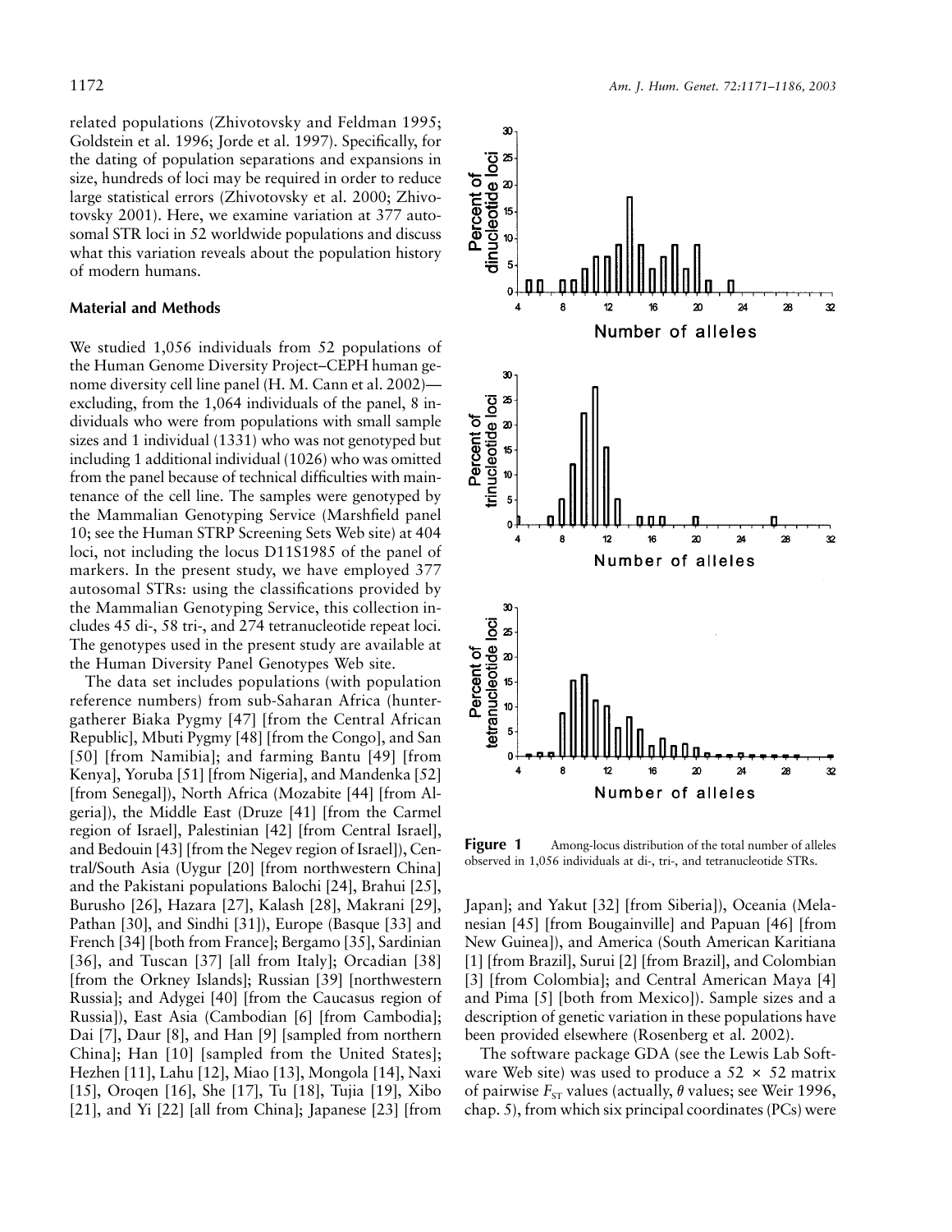related populations (Zhivotovsky and Feldman 1995; Goldstein et al. 1996; Jorde et al. 1997). Specifically, for the dating of population separations and expansions in size, hundreds of loci may be required in order to reduce large statistical errors (Zhivotovsky et al. 2000; Zhivotovsky 2001). Here, we examine variation at 377 autosomal STR loci in 52 worldwide populations and discuss what this variation reveals about the population history of modern humans.

## Material and Methods

We studied 1,056 individuals from 52 populations of the Human Genome Diversity Project–CEPH human genome diversity cell line panel (H. M. Cann et al. 2002)—excluding, from the 1,064 individuals of the panel, 8 individuals who were from populations with small sample sizes and 1 individual (1331) who was not genotyped but including 1 additional individual (1026) who was omitted from the panel because of technical difficulties with maintenance of the cell line. The samples were genotyped by the Mammalian Genotyping Service (Marshfield panel 10; see the Human STRP Screening Sets Web site) at 404 loci, not including the locus D11S1985 of the panel of markers. In the present study, we have employed 377 autosomal STRs: using the classifications provided by the Mammalian Genotyping Service, this collection includes 45 di-, 58 tri-, and 274 tetranucleotide repeat loci. The genotypes used in the present study are available at the Human Diversity Panel Genotypes Web site.

The data set includes populations (with population reference numbers) from sub-Saharan Africa (hunter-gatherer Biaka Pygmy [47] [from the Central African Republic], Mbuti Pygmy [48] [from the Congo], and San [50] [from Namibia]; and farming Bantu [49] [from Kenya], Yoruba [51] [from Nigeria], and Mandenka [52] [from Senegal]), North Africa (Mozabite [44] [from Algeria]), the Middle East (Druze [41] [from the Carmel region of Israel], Palestinian [42] [from Central Israel], and Bedouin [43] [from the Negev region of Israel]), Central/South Asia (Uygur [20] [from northwestern China] and the Pakistani populations Balochi [24], Brahui [25], Burusho [26], Hazara [27], Kalash [28], Makrani [29], Pathan [30], and Sindhi [31]), Europe (Basque [33] and French [34] [both from France]; Bergamo [35], Sardinian [36], and Tuscan [37] [all from Italy]; Orcadian [38] [from the Orkney Islands]; Russian [39] [northwestern Russia]; and Adygei [40] [from the Caucasus region of Russia]), East Asia (Cambodian [6] [from Cambodia]; Dai [7], Daur [8], and Han [9] [sampled from northern China]; Han [10] [sampled from the United States]; Hezhen [11], Lahu [12], Miao [13], Mongola [14], Naxi [15], Oroqen [16], She [17], Tu [18], Tujia [19], Xibo [21], and Yi [22] [all from China]; Japanese [23] [from Japan]; and Yakut [32] [from Siberia]), Oceania (Melanesian [45] [from Bougainville] and Papuan [46] [from New Guinea]), and America (South American Karitiana [1] [from Brazil], Surui [2] [from Brazil], and Colombian [3] [from Colombia]; and Central American Maya [4] and Pima [5] [both from Mexico]). Sample sizes and a description of genetic variation in these populations have been provided elsewhere (Rosenberg et al. 2002).

The software package GDA (see the Lewis Lab Software Web site) was used to produce a 52 × 52 matrix of pairwise $F_{ST}$ values (actually, $\theta$ values; see Weir 1996, chap. 5), from which six principal coordinates (PCs) were

**Figure 1** Among-locus distribution of the total number of alleles observed in 1,056 individuals at di-, tri-, and tetranucleotide STRs.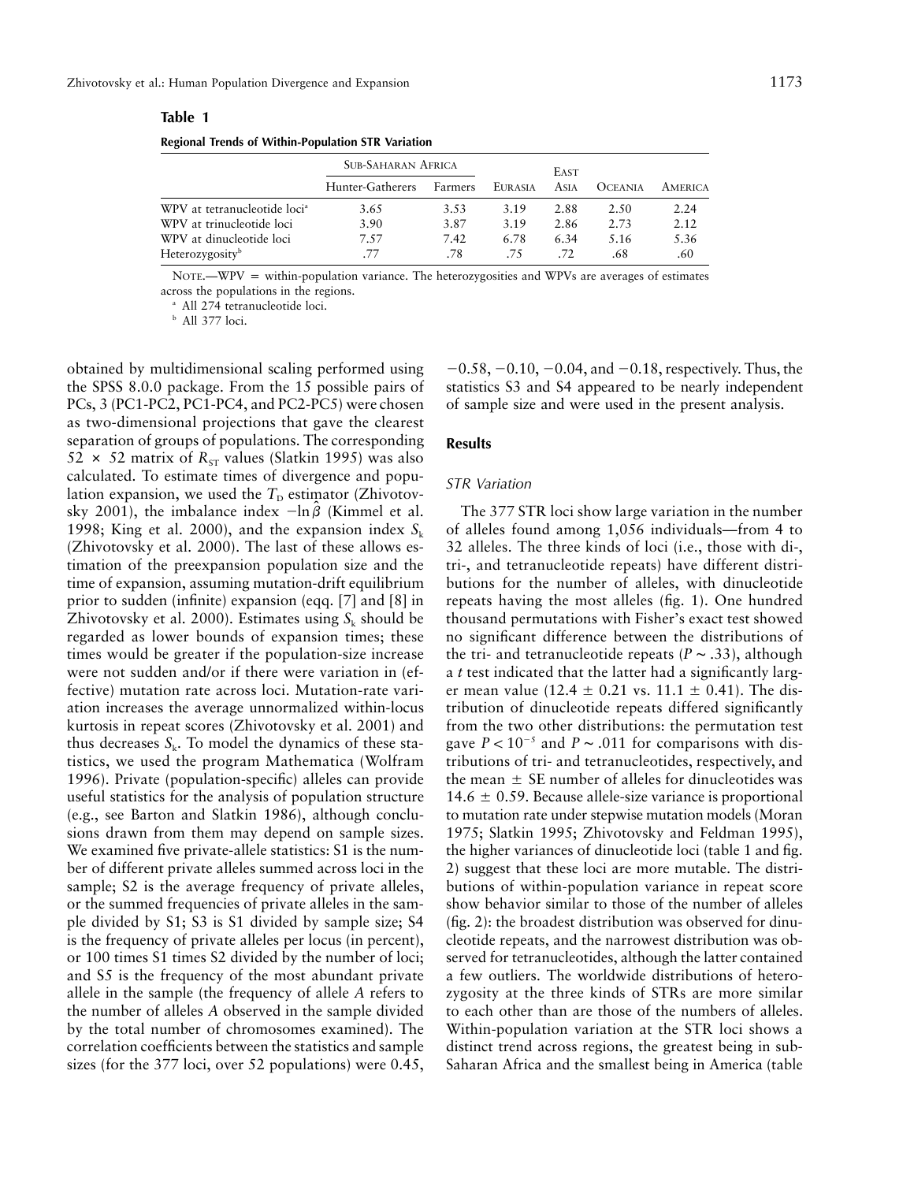**Table 1**

**Regional Trends of Within-Population STR Variation**

| | Sub-Saharan Africa | | Eurasia | East Asia | Oceania | America |
|---|---|---|---|---|---|---|
| | Hunter-Gatherers | Farmers | | | | |
| WPV at tetranucleotide loci[a] | 3.65 | 3.53 | 3.19 | 2.88 | 2.50 | 2.24 |
| WPV at trinucleotide loci | 3.90 | 3.87 | 3.19 | 2.86 | 2.73 | 2.12 |
| WPV at dinucleotide loci | 7.57 | 7.42 | 6.78 | 6.34 | 5.16 | 5.36 |
| Heterozygosity[b] | .77 | .78 | .75 | .72 | .68 | .60 |

Note.—WPV = within-population variance. The heterozygosities and WPVs are averages of estimates across the populations in the regions.

[a] All 274 tetranucleotide loci.

[b] All 377 loci.

obtained by multidimensional scaling performed using the SPSS 8.0.0 package. From the 15 possible pairs of PCs, 3 (PC1-PC2, PC1-PC4, and PC2-PC5) were chosen as two-dimensional projections that gave the clearest separation of groups of populations. The corresponding $52 \times 52$ matrix of $R_{ST}$ values (Slatkin 1995) was also calculated. To estimate times of divergence and population expansion, we used the $T_D$ estimator (Zhivotovsky 2001), the imbalance index $-\ln\hat{\beta}$ (Kimmel et al. 1998; King et al. 2000), and the expansion index $S_k$ (Zhivotovsky et al. 2000). The last of these allows estimation of the preexpansion population size and the time of expansion, assuming mutation-drift equilibrium prior to sudden (infinite) expansion (eqq. [7] and [8] in Zhivotovsky et al. 2000). Estimates using $S_k$ should be regarded as lower bounds of expansion times; these times would be greater if the population-size increase were not sudden and/or if there were variation in (effective) mutation rate across loci. Mutation-rate variation increases the average unnormalized within-locus kurtosis in repeat scores (Zhivotovsky et al. 2001) and thus decreases $S_k$. To model the dynamics of these statistics, we used the program Mathematica (Wolfram 1996). Private (population-specific) alleles can provide useful statistics for the analysis of population structure (e.g., see Barton and Slatkin 1986), although conclusions drawn from them may depend on sample sizes. We examined five private-allele statistics: S1 is the number of different private alleles summed across loci in the sample; S2 is the average frequency of private alleles, or the summed frequencies of private alleles in the sample divided by S1; S3 is S1 divided by sample size; S4 is the frequency of private alleles per locus (in percent), or 100 times S1 times S2 divided by the number of loci; and S5 is the frequency of the most abundant private allele in the sample (the frequency of allele *A* refers to the number of alleles *A* observed in the sample divided by the total number of chromosomes examined). The correlation coefficients between the statistics and sample sizes (for the 377 loci, over 52 populations) were 0.45, $-0.58$, $-0.10$, $-0.04$, and $-0.18$, respectively. Thus, the statistics S3 and S4 appeared to be nearly independent of sample size and were used in the present analysis.

## Results

### STR Variation

The 377 STR loci show large variation in the number of alleles found among 1,056 individuals—from 4 to 32 alleles. The three kinds of loci (i.e., those with di-, tri-, and tetranucleotide repeats) have different distributions for the number of alleles, with dinucleotide repeats having the most alleles (fig. 1). One hundred thousand permutations with Fisher's exact test showed no significant difference between the distributions of the tri- and tetranucleotide repeats ($P \sim .33$), although a *t* test indicated that the latter had a significantly larger mean value ($12.4 \pm 0.21$ vs. $11.1 \pm 0.41$). The distribution of dinucleotide repeats differed significantly from the two other distributions: the permutation test gave $P < 10^{-5}$ and $P \sim .011$ for comparisons with distributions of tri- and tetranucleotides, respectively, and the mean $\pm$ SE number of alleles for dinucleotides was $14.6 \pm 0.59$. Because allele-size variance is proportional to mutation rate under stepwise mutation models (Moran 1975; Slatkin 1995; Zhivotovsky and Feldman 1995), the higher variances of dinucleotide loci (table 1 and fig. 2) suggest that these loci are more mutable. The distributions of within-population variance in repeat score show behavior similar to those of the number of alleles (fig. 2): the broadest distribution was observed for dinucleotide repeats, and the narrowest distribution was observed for tetranucleotides, although the latter contained a few outliers. The worldwide distributions of heterozygosity at the three kinds of STRs are more similar to each other than are those of the numbers of alleles. Within-population variation at the STR loci shows a distinct trend across regions, the greatest being in sub-Saharan Africa and the smallest being in America (table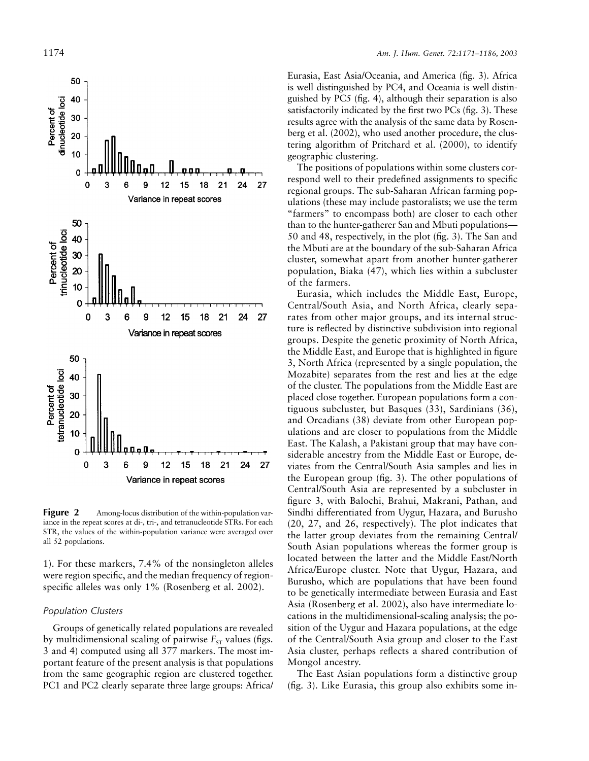**Figure 2** Among-locus distribution of the within-population variance in the repeat scores at di-, tri-, and tetranucleotide STRs. For each STR, the values of the within-population variance were averaged over all 52 populations.

1). For these markers, 7.4% of the nonsingleton alleles were region specific, and the median frequency of region-specific alleles was only 1% (Rosenberg et al. 2002).

### *Population Clusters*

Groups of genetically related populations are revealed by multidimensional scaling of pairwise $F_{ST}$ values (figs. 3 and 4) computed using all 377 markers. The most important feature of the present analysis is that populations from the same geographic region are clustered together. PC1 and PC2 clearly separate three large groups: Africa/Eurasia, East Asia/Oceania, and America (fig. 3). Africa is well distinguished by PC4, and Oceania is well distinguished by PC5 (fig. 4), although their separation is also satisfactorily indicated by the first two PCs (fig. 3). These results agree with the analysis of the same data by Rosenberg et al. (2002), who used another procedure, the clustering algorithm of Pritchard et al. (2000), to identify geographic clustering.

The positions of populations within some clusters correspond well to their predefined assignments to specific regional groups. The sub-Saharan African farming populations (these may include pastoralists; we use the term "farmers" to encompass both) are closer to each other than to the hunter-gatherer San and Mbuti populations—50 and 48, respectively, in the plot (fig. 3). The San and the Mbuti are at the boundary of the sub-Saharan Africa cluster, somewhat apart from another hunter-gatherer population, Biaka (47), which lies within a subcluster of the farmers.

Eurasia, which includes the Middle East, Europe, Central/South Asia, and North Africa, clearly separates from other major groups, and its internal structure is reflected by distinctive subdivision into regional groups. Despite the genetic proximity of North Africa, the Middle East, and Europe that is highlighted in figure 3, North Africa (represented by a single population, the Mozabite) separates from the rest and lies at the edge of the cluster. The populations from the Middle East are placed close together. European populations form a contiguous subcluster, but Basques (33), Sardinians (36), and Orcadians (38) deviate from other European populations and are closer to populations from the Middle East. The Kalash, a Pakistani group that may have considerable ancestry from the Middle East or Europe, deviates from the Central/South Asia samples and lies in the European group (fig. 3). The other populations of Central/South Asia are represented by a subcluster in figure 3, with Balochi, Brahui, Makrani, Pathan, and Sindhi differentiated from Uygur, Hazara, and Burusho (20, 27, and 26, respectively). The plot indicates that the latter group deviates from the remaining Central/South Asian populations whereas the former group is located between the latter and the Middle East/North Africa/Europe cluster. Note that Uygur, Hazara, and Burusho, which are populations that have been found to be genetically intermediate between Eurasia and East Asia (Rosenberg et al. 2002), also have intermediate locations in the multidimensional-scaling analysis; the position of the Uygur and Hazara populations, at the edge of the Central/South Asia group and closer to the East Asia cluster, perhaps reflects a shared contribution of Mongol ancestry.

The East Asian populations form a distinctive group (fig. 3). Like Eurasia, this group also exhibits some in-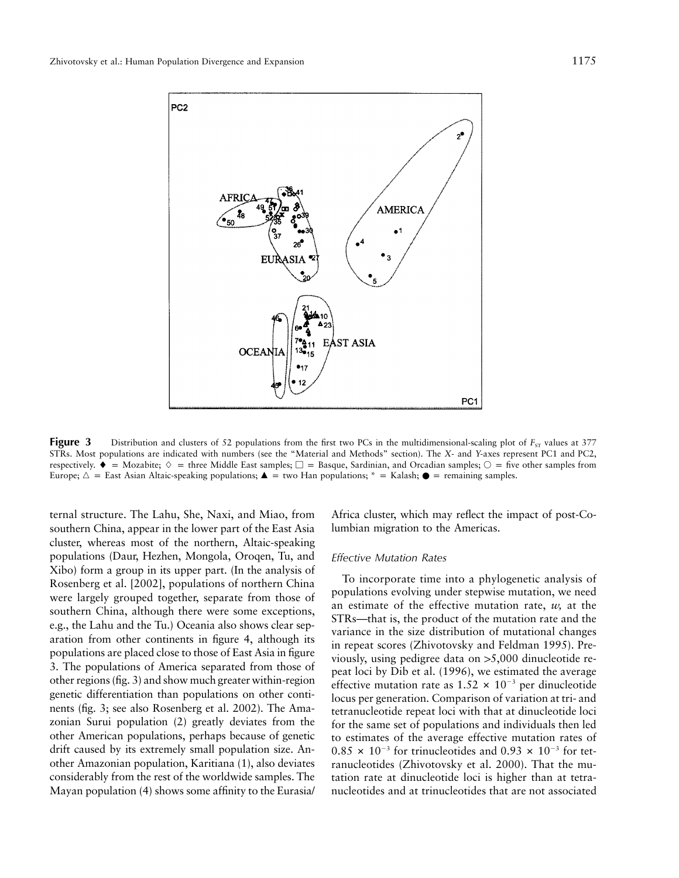**Figure 3** Distribution and clusters of 52 populations from the first two PCs in the multidimensional-scaling plot of $F_{ST}$ values at 377 STRs. Most populations are indicated with numbers (see the "Material and Methods" section). The *X*- and *Y*-axes represent PC1 and PC2, respectively. ♦ = Mozabite; ◇ = three Middle East samples; □ = Basque, Sardinian, and Orcadian samples; ○ = five other samples from Europe; △ = East Asian Altaic-speaking populations; ▲ = two Han populations; * = Kalash; ● = remaining samples.

ternal structure. The Lahu, She, Naxi, and Miao, from southern China, appear in the lower part of the East Asia cluster, whereas most of the northern, Altaic-speaking populations (Daur, Hezhen, Mongola, Oroqen, Tu, and Xibo) form a group in its upper part. (In the analysis of Rosenberg et al. [2002], populations of northern China were largely grouped together, separate from those of southern China, although there were some exceptions, e.g., the Lahu and the Tu.) Oceania also shows clear separation from other continents in figure 4, although its populations are placed close to those of East Asia in figure 3. The populations of America separated from those of other regions (fig. 3) and show much greater within-region genetic differentiation than populations on other continents (fig. 3; see also Rosenberg et al. 2002). The Amazonian Surui population (2) greatly deviates from the other American populations, perhaps because of genetic drift caused by its extremely small population size. Another Amazonian population, Karitiana (1), also deviates considerably from the rest of the worldwide samples. The Mayan population (4) shows some affinity to the Eurasia/Africa cluster, which may reflect the impact of post-Columbian migration to the Americas.

### Effective Mutation Rates

To incorporate time into a phylogenetic analysis of populations evolving under stepwise mutation, we need an estimate of the effective mutation rate, *w,* at the STRs—that is, the product of the mutation rate and the variance in the size distribution of mutational changes in repeat scores (Zhivotovsky and Feldman 1995). Previously, using pedigree data on >5,000 dinucleotide repeat loci by Dib et al. (1996), we estimated the average effective mutation rate as $1.52 \times 10^{-3}$ per dinucleotide locus per generation. Comparison of variation at tri- and tetranucleotide repeat loci with that at dinucleotide loci for the same set of populations and individuals then led to estimates of the average effective mutation rates of $0.85 \times 10^{-3}$ for trinucleotides and $0.93 \times 10^{-3}$ for tetranucleotides (Zhivotovsky et al. 2000). That the mutation rate at dinucleotide loci is higher than at tetranucleotides and at trinucleotides that are not associated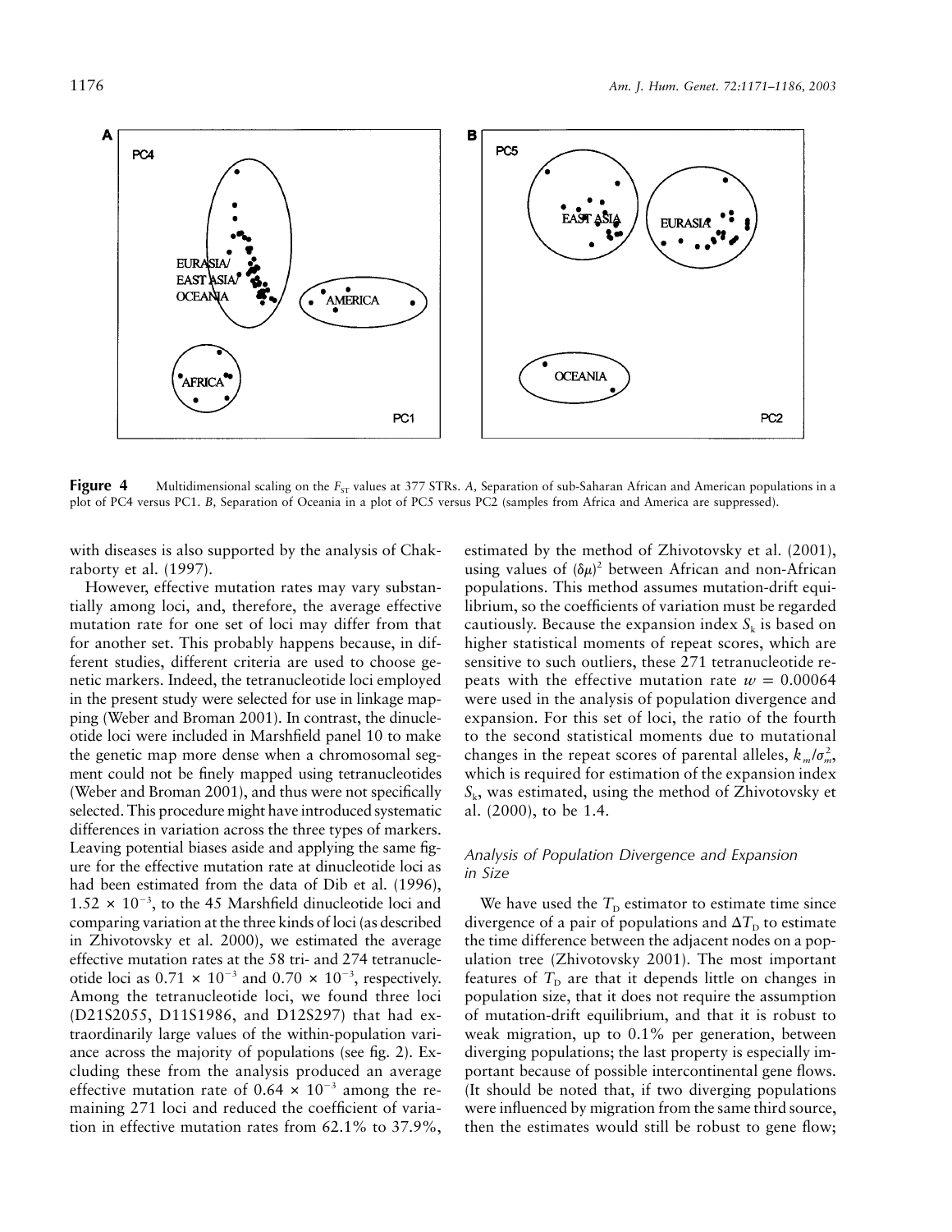**Figure 4** Multidimensional scaling on the $F_{ST}$ values at 377 STRs. *A*, Separation of sub-Saharan African and American populations in a plot of PC4 versus PC1. *B*, Separation of Oceania in a plot of PC5 versus PC2 (samples from Africa and America are suppressed).

with diseases is also supported by the analysis of Chakraborty et al. (1997).

However, effective mutation rates may vary substantially among loci, and, therefore, the average effective mutation rate for one set of loci may differ from that for another set. This probably happens because, in different studies, different criteria are used to choose genetic markers. Indeed, the tetranucleotide loci employed in the present study were selected for use in linkage mapping (Weber and Broman 2001). In contrast, the dinucleotide loci were included in Marshfield panel 10 to make the genetic map more dense when a chromosomal segment could not be finely mapped using tetranucleotides (Weber and Broman 2001), and thus were not specifically selected. This procedure might have introduced systematic differences in variation across the three types of markers. Leaving potential biases aside and applying the same figure for the effective mutation rate at dinucleotide loci as had been estimated from the data of Dib et al. (1996), $1.52 \times 10^{-3}$, to the 45 Marshfield dinucleotide loci and comparing variation at the three kinds of loci (as described in Zhivotovsky et al. 2000), we estimated the average effective mutation rates at the 58 tri- and 274 tetranucleotide loci as $0.71 \times 10^{-3}$ and $0.70 \times 10^{-3}$, respectively. Among the tetranucleotide loci, we found three loci (D21S2055, D11S1986, and D12S297) that had extraordinarily large values of the within-population variance across the majority of populations (see fig. 2). Excluding these from the analysis produced an average effective mutation rate of $0.64 \times 10^{-3}$ among the remaining 271 loci and reduced the coefficient of variation in effective mutation rates from 62.1% to 37.9%, estimated by the method of Zhivotovsky et al. (2001), using values of $(\delta\mu)^2$ between African and non-African populations. This method assumes mutation-drift equilibrium, so the coefficients of variation must be regarded cautiously. Because the expansion index $S_k$ is based on higher statistical moments of repeat scores, which are sensitive to such outliers, these 271 tetranucleotide repeats with the effective mutation rate $w = 0.00064$ were used in the analysis of population divergence and expansion. For this set of loci, the ratio of the fourth to the second statistical moments due to mutational changes in the repeat scores of parental alleles, $k_m/\sigma_m^2$, which is required for estimation of the expansion index $S_k$, was estimated, using the method of Zhivotovsky et al. (2000), to be 1.4.

### *Analysis of Population Divergence and Expansion in Size*

We have used the $T_D$ estimator to estimate time since divergence of a pair of populations and $\Delta T_D$ to estimate the time difference between the adjacent nodes on a population tree (Zhivotovsky 2001). The most important features of $T_D$ are that it depends little on changes in population size, that it does not require the assumption of mutation-drift equilibrium, and that it is robust to weak migration, up to 0.1% per generation, between diverging populations; the last property is especially important because of possible intercontinental gene flows. (It should be noted that, if two diverging populations were influenced by migration from the same third source, then the estimates would still be robust to gene flow;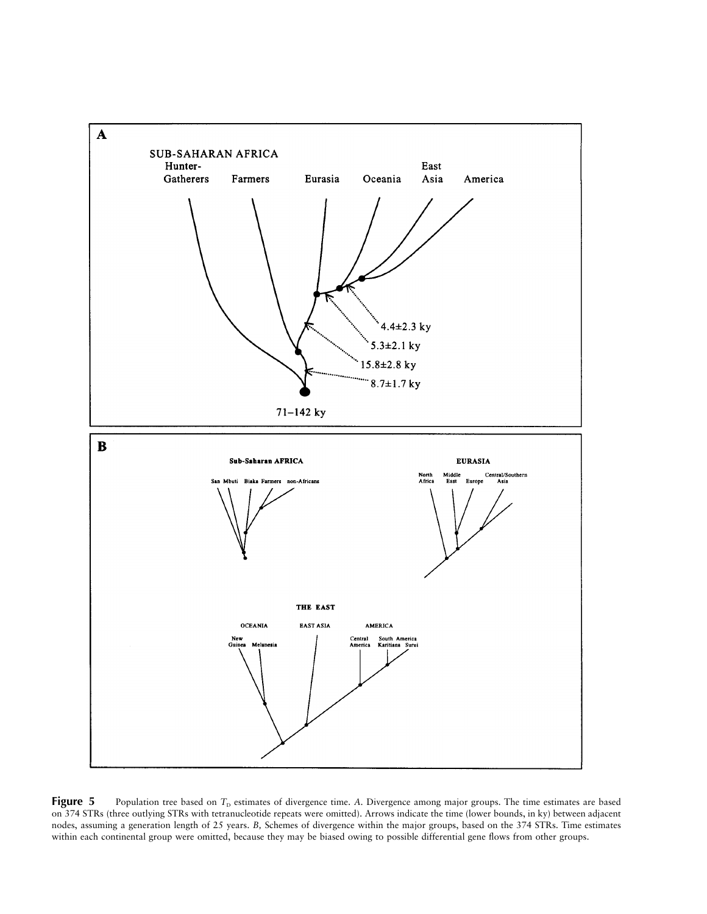**Figure 5** Population tree based on $T_D$ estimates of divergence time. *A*. Divergence among major groups. The time estimates are based on 374 STRs (three outlying STRs with tetranucleotide repeats were omitted). Arrows indicate the time (lower bounds, in ky) between adjacent nodes, assuming a generation length of 25 years. *B*, Schemes of divergence within the major groups, based on the 374 STRs. Time estimates within each continental group were omitted, because they may be biased owing to possible differential gene flows from other groups.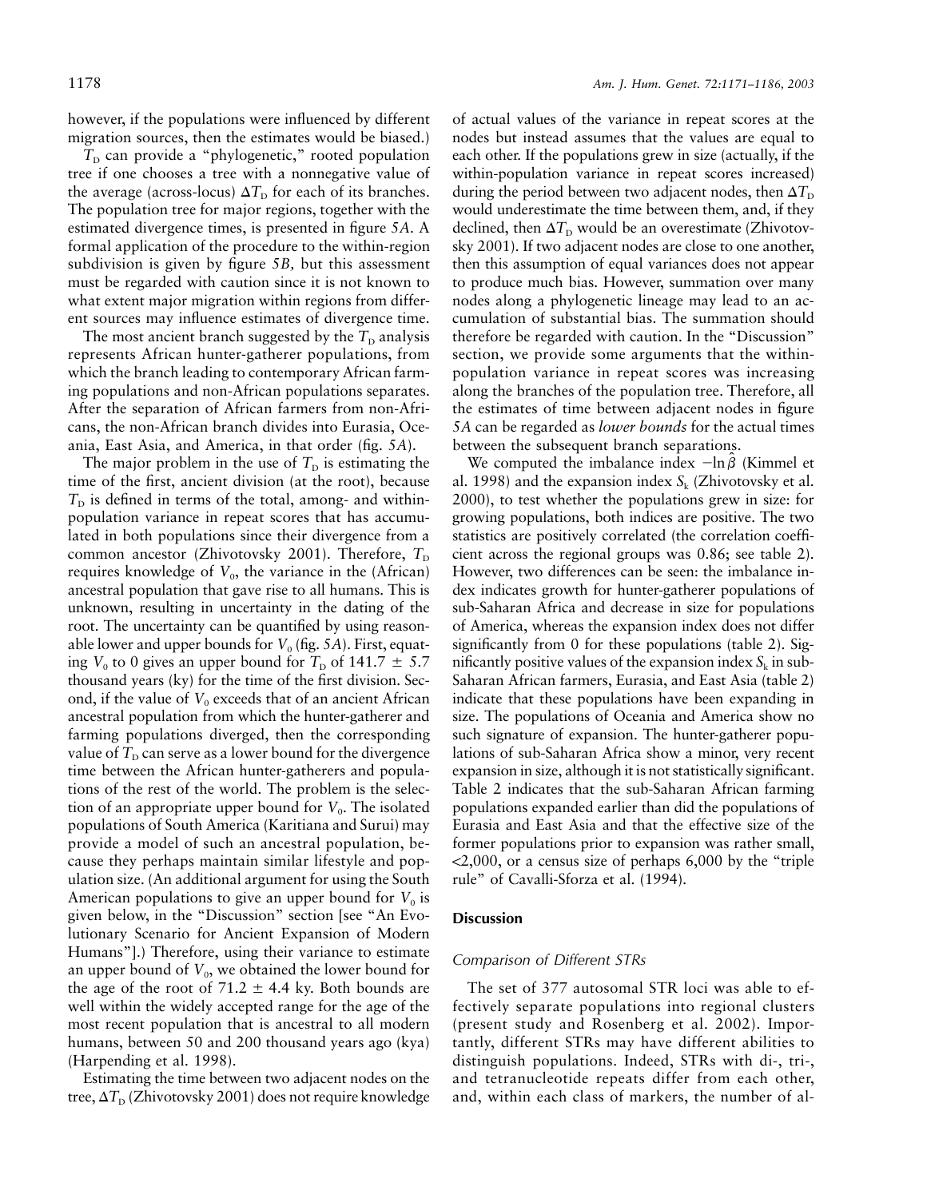however, if the populations were influenced by different migration sources, then the estimates would be biased.)

$T_D$ can provide a "phylogenetic," rooted population tree if one chooses a tree with a nonnegative value of the average (across-locus) $\Delta T_D$ for each of its branches. The population tree for major regions, together with the estimated divergence times, is presented in figure 5*A*. A formal application of the procedure to the within-region subdivision is given by figure 5*B*, but this assessment must be regarded with caution since it is not known to what extent major migration within regions from different sources may influence estimates of divergence time.

The most ancient branch suggested by the $T_D$ analysis represents African hunter-gatherer populations, from which the branch leading to contemporary African farming populations and non-African populations separates. After the separation of African farmers from non-Africans, the non-African branch divides into Eurasia, Oceania, East Asia, and America, in that order (fig. 5*A*).

The major problem in the use of $T_D$ is estimating the time of the first, ancient division (at the root), because $T_D$ is defined in terms of the total, among- and within-population variance in repeat scores that has accumulated in both populations since their divergence from a common ancestor (Zhivotovsky 2001). Therefore, $T_D$ requires knowledge of $V_0$, the variance in the (African) ancestral population that gave rise to all humans. This is unknown, resulting in uncertainty in the dating of the root. The uncertainty can be quantified by using reasonable lower and upper bounds for $V_0$ (fig. 5*A*). First, equating $V_0$ to 0 gives an upper bound for $T_D$ of 141.7 ± 5.7 thousand years (ky) for the time of the first division. Second, if the value of $V_0$ exceeds that of an ancient African ancestral population from which the hunter-gatherer and farming populations diverged, then the corresponding value of $T_D$ can serve as a lower bound for the divergence time between the African hunter-gatherers and populations of the rest of the world. The problem is the selection of an appropriate upper bound for $V_0$. The isolated populations of South America (Karitiana and Surui) may provide a model of such an ancestral population, because they perhaps maintain similar lifestyle and population size. (An additional argument for using the South American populations to give an upper bound for $V_0$ is given below, in the "Discussion" section [see "An Evolutionary Scenario for Ancient Expansion of Modern Humans"].) Therefore, using their variance to estimate an upper bound of $V_0$, we obtained the lower bound for the age of the root of 71.2 ± 4.4 ky. Both bounds are well within the widely accepted range for the age of the most recent population that is ancestral to all modern humans, between 50 and 200 thousand years ago (kya) (Harpending et al. 1998).

Estimating the time between two adjacent nodes on the tree, $\Delta T_D$ (Zhivotovsky 2001) does not require knowledge of actual values of the variance in repeat scores at the nodes but instead assumes that the values are equal to each other. If the populations grew in size (actually, if the within-population variance in repeat scores increased) during the period between two adjacent nodes, then $\Delta T_D$ would underestimate the time between them, and, if they declined, then $\Delta T_D$ would be an overestimate (Zhivotovsky 2001). If two adjacent nodes are close to one another, then this assumption of equal variances does not appear to produce much bias. However, summation over many nodes along a phylogenetic lineage may lead to an accumulation of substantial bias. The summation should therefore be regarded with caution. In the "Discussion" section, we provide some arguments that the within-population variance in repeat scores was increasing along the branches of the population tree. Therefore, all the estimates of time between adjacent nodes in figure 5*A* can be regarded as *lower bounds* for the actual times between the subsequent branch separations.

We computed the imbalance index $-\ln \hat{\beta}$ (Kimmel et al. 1998) and the expansion index $S_k$ (Zhivotovsky et al. 2000), to test whether the populations grew in size: for growing populations, both indices are positive. The two statistics are positively correlated (the correlation coefficient across the regional groups was 0.86; see table 2). However, two differences can be seen: the imbalance index indicates growth for hunter-gatherer populations of sub-Saharan Africa and decrease in size for populations of America, whereas the expansion index does not differ significantly from 0 for these populations (table 2). Significantly positive values of the expansion index $S_k$ in sub-Saharan African farmers, Eurasia, and East Asia (table 2) indicate that these populations have been expanding in size. The populations of Oceania and America show no such signature of expansion. The hunter-gatherer populations of sub-Saharan Africa show a minor, very recent expansion in size, although it is not statistically significant. Table 2 indicates that the sub-Saharan African farming populations expanded earlier than did the populations of Eurasia and East Asia and that the effective size of the former populations prior to expansion was rather small, <2,000, or a census size of perhaps 6,000 by the "triple rule" of Cavalli-Sforza et al. (1994).

## Discussion

### *Comparison of Different STRs*

The set of 377 autosomal STR loci was able to effectively separate populations into regional clusters (present study and Rosenberg et al. 2002). Importantly, different STRs may have different abilities to distinguish populations. Indeed, STRs with di-, tri-, and tetranucleotide repeats differ from each other, and, within each class of markers, the number of al-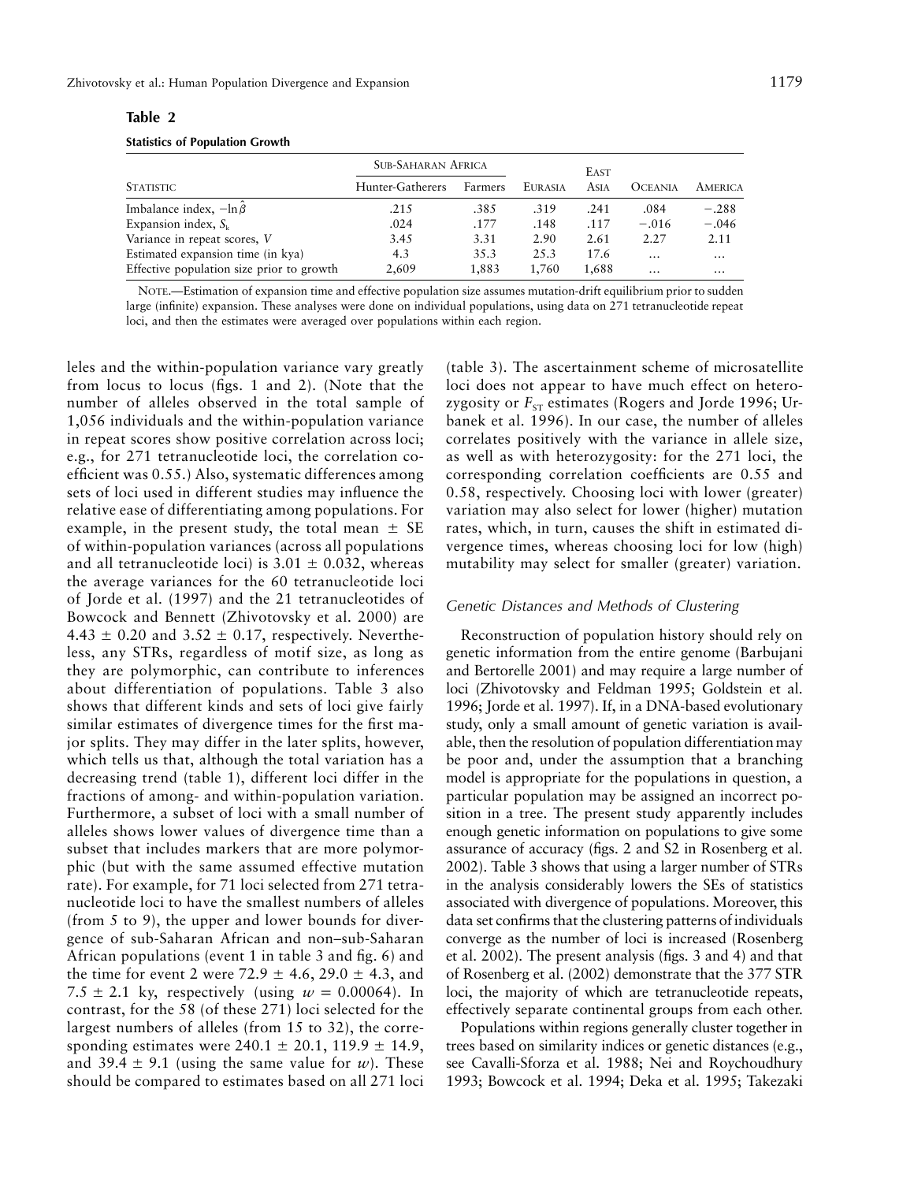**Table 2**

**Statistics of Population Growth**

| Statistic | Sub-Saharan Africa | | Eurasia | East Asia | Oceania | America |
|---|---|---|---|---|---|---|
| | Hunter-Gatherers | Farmers | | | | |
| Imbalance index, $-\ln\hat{\beta}$ | .215 | .385 | .319 | .241 | .084 | −.288 |
| Expansion index, $S_k$ | .024 | .177 | .148 | .117 | −.016 | −.046 |
| Variance in repeat scores, $V$ | 3.45 | 3.31 | 2.90 | 2.61 | 2.27 | 2.11 |
| Estimated expansion time (in kya) | 4.3 | 35.3 | 25.3 | 17.6 | … | … |
| Effective population size prior to growth | 2,609 | 1,883 | 1,760 | 1,688 | … | … |

Note.—Estimation of expansion time and effective population size assumes mutation-drift equilibrium prior to sudden large (infinite) expansion. These analyses were done on individual populations, using data on 271 tetranucleotide repeat loci, and then the estimates were averaged over populations within each region.

leles and the within-population variance vary greatly from locus to locus (figs. 1 and 2). (Note that the number of alleles observed in the total sample of 1,056 individuals and the within-population variance in repeat scores show positive correlation across loci; e.g., for 271 tetranucleotide loci, the correlation coefficient was 0.55.) Also, systematic differences among sets of loci used in different studies may influence the relative ease of differentiating among populations. For example, in the present study, the total mean ± SE of within-population variances (across all populations and all tetranucleotide loci) is 3.01 ± 0.032, whereas the average variances for the 60 tetranucleotide loci of Jorde et al. (1997) and the 21 tetranucleotides of Bowcock and Bennett (Zhivotovsky et al. 2000) are 4.43 ± 0.20 and 3.52 ± 0.17, respectively. Nevertheless, any STRs, regardless of motif size, as long as they are polymorphic, can contribute to inferences about differentiation of populations. Table 3 also shows that different kinds and sets of loci give fairly similar estimates of divergence times for the first major splits. They may differ in the later splits, however, which tells us that, although the total variation has a decreasing trend (table 1), different loci differ in the fractions of among- and within-population variation. Furthermore, a subset of loci with a small number of alleles shows lower values of divergence time than a subset that includes markers that are more polymorphic (but with the same assumed effective mutation rate). For example, for 71 loci selected from 271 tetranucleotide loci to have the smallest numbers of alleles (from 5 to 9), the upper and lower bounds for divergence of sub-Saharan African and non–sub-Saharan African populations (event 1 in table 3 and fig. 6) and the time for event 2 were 72.9 ± 4.6, 29.0 ± 4.3, and 7.5 ± 2.1 ky, respectively (using $w$ = 0.00064). In contrast, for the 58 (of these 271) loci selected for the largest numbers of alleles (from 15 to 32), the corresponding estimates were 240.1 ± 20.1, 119.9 ± 14.9, and 39.4 ± 9.1 (using the same value for $w$). These should be compared to estimates based on all 271 loci (table 3). The ascertainment scheme of microsatellite loci does not appear to have much effect on heterozygosity or $F_{ST}$ estimates (Rogers and Jorde 1996; Urbanek et al. 1996). In our case, the number of alleles correlates positively with the variance in allele size, as well as with heterozygosity: for the 271 loci, the corresponding correlation coefficients are 0.55 and 0.58, respectively. Choosing loci with lower (greater) variation may also select for lower (higher) mutation rates, which, in turn, causes the shift in estimated divergence times, whereas choosing loci for low (high) mutability may select for smaller (greater) variation.

### *Genetic Distances and Methods of Clustering*

Reconstruction of population history should rely on genetic information from the entire genome (Barbujani and Bertorelle 2001) and may require a large number of loci (Zhivotovsky and Feldman 1995; Goldstein et al. 1996; Jorde et al. 1997). If, in a DNA-based evolutionary study, only a small amount of genetic variation is available, then the resolution of population differentiation may be poor and, under the assumption that a branching model is appropriate for the populations in question, a particular population may be assigned an incorrect position in a tree. The present study apparently includes enough genetic information on populations to give some assurance of accuracy (figs. 2 and S2 in Rosenberg et al. 2002). Table 3 shows that using a larger number of STRs in the analysis considerably lowers the SEs of statistics associated with divergence of populations. Moreover, this data set confirms that the clustering patterns of individuals converge as the number of loci is increased (Rosenberg et al. 2002). The present analysis (figs. 3 and 4) and that of Rosenberg et al. (2002) demonstrate that the 377 STR loci, the majority of which are tetranucleotide repeats, effectively separate continental groups from each other.

Populations within regions generally cluster together in trees based on similarity indices or genetic distances (e.g., see Cavalli-Sforza et al. 1988; Nei and Roychoudhury 1993; Bowcock et al. 1994; Deka et al. 1995; Takezaki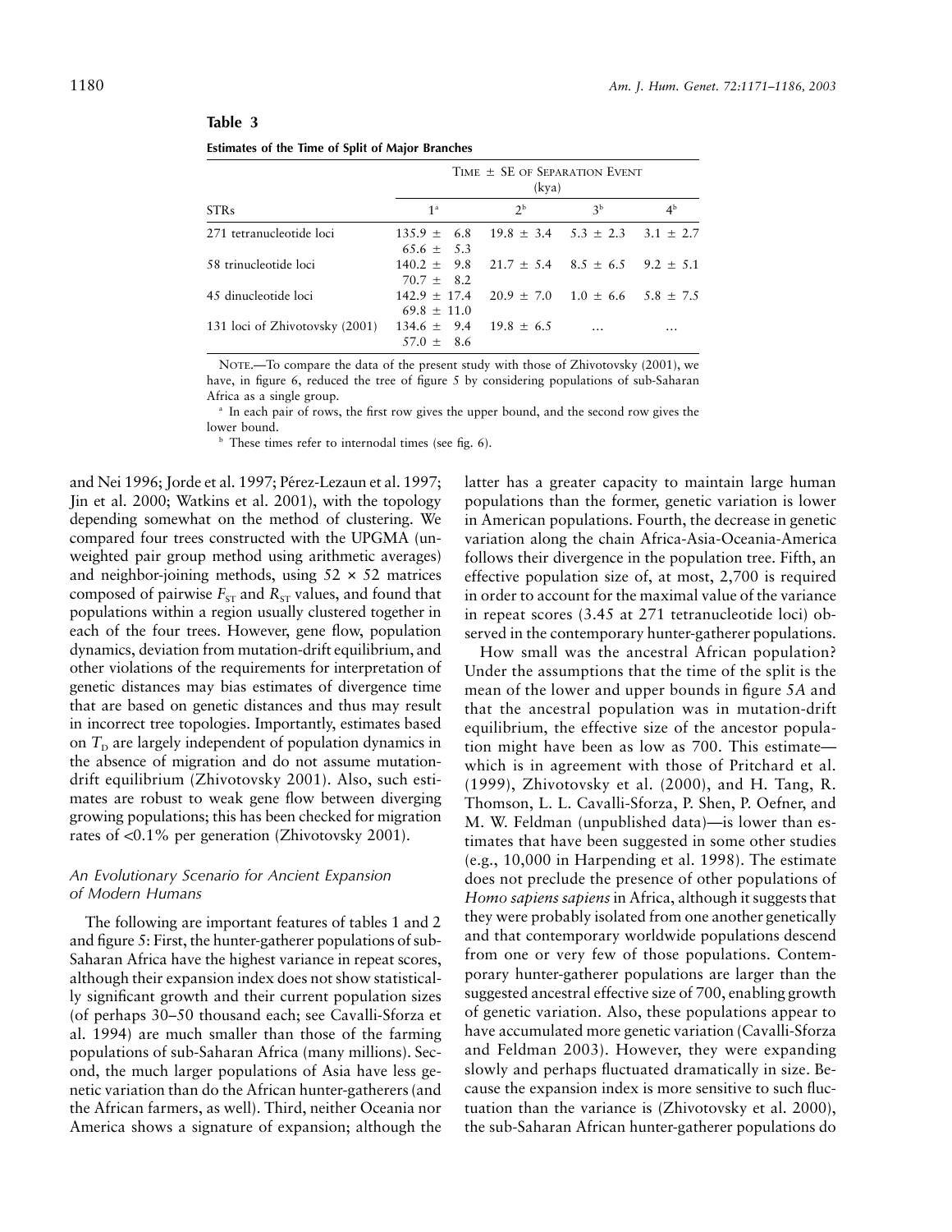**Table 3**

**Estimates of the Time of Split of Major Branches**

| STRs | Time ± SE of Separation Event (kya) | | | |
|---|---|---|---|---|
| | 1[a] | 2[b] | 3[b] | 4[b] |
| 271 tetranucleotide loci | 135.9 ± 6.8 | 19.8 ± 3.4 | 5.3 ± 2.3 | 3.1 ± 2.7 |
| | 65.6 ± 5.3 | | | |
| 58 trinucleotide loci | 140.2 ± 9.8 | 21.7 ± 5.4 | 8.5 ± 6.5 | 9.2 ± 5.1 |
| | 70.7 ± 8.2 | | | |
| 45 dinucleotide loci | 142.9 ± 17.4 | 20.9 ± 7.0 | 1.0 ± 6.6 | 5.8 ± 7.5 |
| | 69.8 ± 11.0 | | | |
| 131 loci of Zhivotovsky (2001) | 134.6 ± 9.4 | 19.8 ± 6.5 | … | … |
| | 57.0 ± 8.6 | | | |

NOTE.—To compare the data of the present study with those of Zhivotovsky (2001), we have, in figure 6, reduced the tree of figure 5 by considering populations of sub-Saharan Africa as a single group.

[a] In each pair of rows, the first row gives the upper bound, and the second row gives the lower bound.

[b] These times refer to internodal times (see fig. 6).

and Nei 1996; Jorde et al. 1997; Pérez-Lezaun et al. 1997; Jin et al. 2000; Watkins et al. 2001), with the topology depending somewhat on the method of clustering. We compared four trees constructed with the UPGMA (unweighted pair group method using arithmetic averages) and neighbor-joining methods, using $52 \times 52$ matrices composed of pairwise $F_{ST}$ and $R_{ST}$ values, and found that populations within a region usually clustered together in each of the four trees. However, gene flow, population dynamics, deviation from mutation-drift equilibrium, and other violations of the requirements for interpretation of genetic distances may bias estimates of divergence time that are based on genetic distances and thus may result in incorrect tree topologies. Importantly, estimates based on $T_D$ are largely independent of population dynamics in the absence of migration and do not assume mutation-drift equilibrium (Zhivotovsky 2001). Also, such estimates are robust to weak gene flow between diverging growing populations; this has been checked for migration rates of <0.1% per generation (Zhivotovsky 2001).

### *An Evolutionary Scenario for Ancient Expansion of Modern Humans*

The following are important features of tables 1 and 2 and figure 5: First, the hunter-gatherer populations of sub-Saharan Africa have the highest variance in repeat scores, although their expansion index does not show statistically significant growth and their current population sizes (of perhaps 30–50 thousand each; see Cavalli-Sforza et al. 1994) are much smaller than those of the farming populations of sub-Saharan Africa (many millions). Second, the much larger populations of Asia have less genetic variation than do the African hunter-gatherers (and the African farmers, as well). Third, neither Oceania nor America shows a signature of expansion; although the latter has a greater capacity to maintain large human populations than the former, genetic variation is lower in American populations. Fourth, the decrease in genetic variation along the chain Africa-Asia-Oceania-America follows their divergence in the population tree. Fifth, an effective population size of, at most, 2,700 is required in order to account for the maximal value of the variance in repeat scores (3.45 at 271 tetranucleotide loci) observed in the contemporary hunter-gatherer populations.

How small was the ancestral African population? Under the assumptions that the time of the split is the mean of the lower and upper bounds in figure 5*A* and that the ancestral population was in mutation-drift equilibrium, the effective size of the ancestor population might have been as low as 700. This estimate—which is in agreement with those of Pritchard et al. (1999), Zhivotovsky et al. (2000), and H. Tang, R. Thomson, L. L. Cavalli-Sforza, P. Shen, P. Oefner, and M. W. Feldman (unpublished data)—is lower than estimates that have been suggested in some other studies (e.g., 10,000 in Harpending et al. 1998). The estimate does not preclude the presence of other populations of *Homo sapiens sapiens* in Africa, although it suggests that they were probably isolated from one another genetically and that contemporary worldwide populations descend from one or very few of those populations. Contemporary hunter-gatherer populations are larger than the suggested ancestral effective size of 700, enabling growth of genetic variation. Also, these populations appear to have accumulated more genetic variation (Cavalli-Sforza and Feldman 2003). However, they were expanding slowly and perhaps fluctuated dramatically in size. Because the expansion index is more sensitive to such fluctuation than the variance is (Zhivotovsky et al. 2000), the sub-Saharan African hunter-gatherer populations do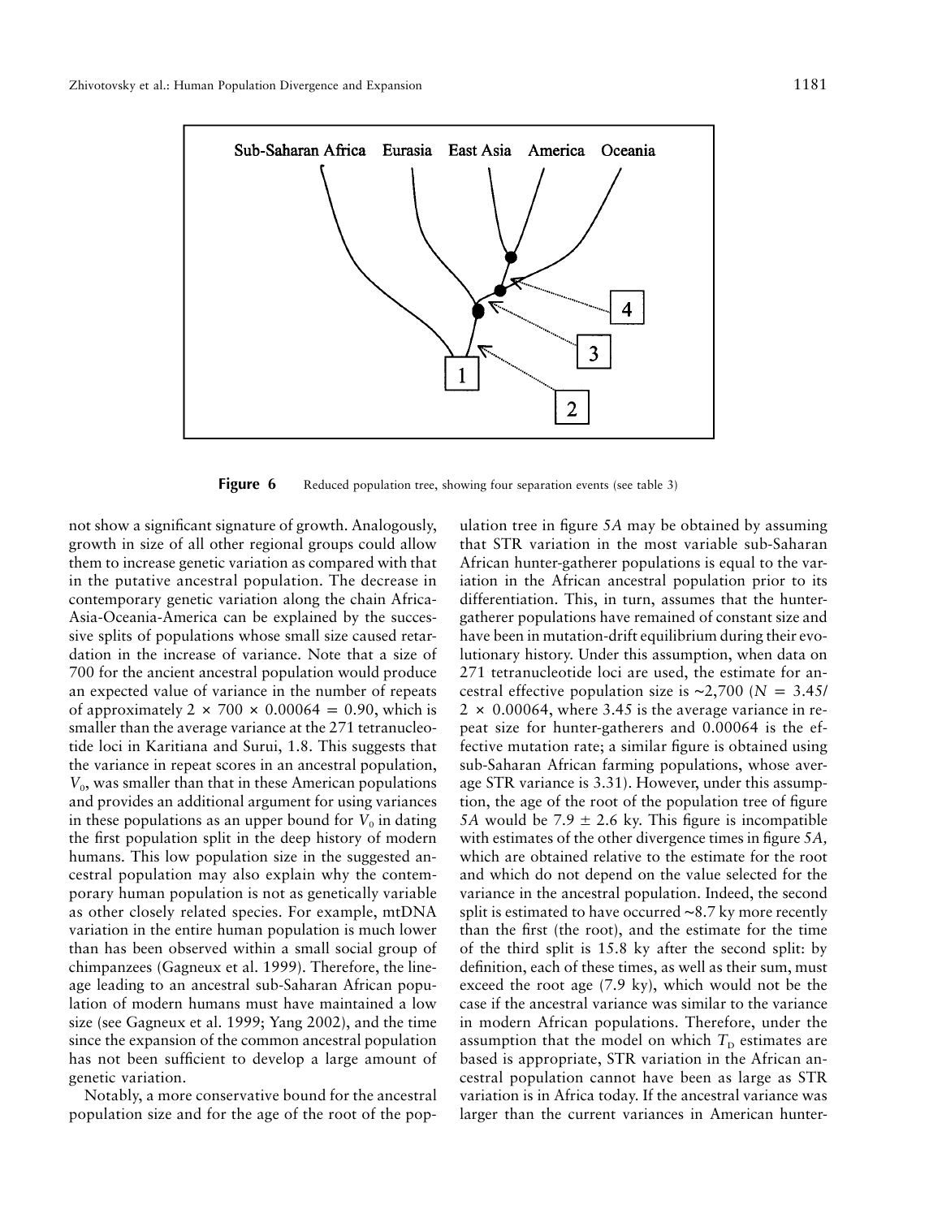Sub-Saharan Africa Eurasia East Asia America Oceania

1 2 3 4

**Figure 6** Reduced population tree, showing four separation events (see table 3)

not show a significant signature of growth. Analogously, growth in size of all other regional groups could allow them to increase genetic variation as compared with that in the putative ancestral population. The decrease in contemporary genetic variation along the chain Africa-Asia-Oceania-America can be explained by the successive splits of populations whose small size caused retardation in the increase of variance. Note that a size of 700 for the ancient ancestral population would produce an expected value of variance in the number of repeats of approximately $2 \times 700 \times 0.00064 = 0.90$, which is smaller than the average variance at the 271 tetranucleotide loci in Karitiana and Surui, 1.8. This suggests that the variance in repeat scores in an ancestral population, $V_0$, was smaller than that in these American populations and provides an additional argument for using variances in these populations as an upper bound for $V_0$ in dating the first population split in the deep history of modern humans. This low population size in the suggested ancestral population may also explain why the contemporary human population is not as genetically variable as other closely related species. For example, mtDNA variation in the entire human population is much lower than has been observed within a small social group of chimpanzees (Gagneux et al. 1999). Therefore, the lineage leading to an ancestral sub-Saharan African population of modern humans must have maintained a low size (see Gagneux et al. 1999; Yang 2002), and the time since the expansion of the common ancestral population has not been sufficient to develop a large amount of genetic variation.

Notably, a more conservative bound for the ancestral population size and for the age of the root of the population tree in figure *5A* may be obtained by assuming that STR variation in the most variable sub-Saharan African hunter-gatherer populations is equal to the variation in the African ancestral population prior to its differentiation. This, in turn, assumes that the hunter-gatherer populations have remained of constant size and have been in mutation-drift equilibrium during their evolutionary history. Under this assumption, when data on 271 tetranucleotide loci are used, the estimate for ancestral effective population size is ~2,700 ($N = 3.45/2 \times 0.00064$, where 3.45 is the average variance in repeat size for hunter-gatherers and 0.00064 is the effective mutation rate; a similar figure is obtained using sub-Saharan African farming populations, whose average STR variance is 3.31). However, under this assumption, the age of the root of the population tree of figure *5A* would be $7.9 \pm 2.6$ ky. This figure is incompatible with estimates of the other divergence times in figure *5A*, which are obtained relative to the estimate for the root and which do not depend on the value selected for the variance in the ancestral population. Indeed, the second split is estimated to have occurred ~8.7 ky more recently than the first (the root), and the estimate for the time of the third split is 15.8 ky after the second split: by definition, each of these times, as well as their sum, must exceed the root age (7.9 ky), which would not be the case if the ancestral variance was similar to the variance in modern African populations. Therefore, under the assumption that the model on which $T_D$ estimates are based is appropriate, STR variation in the African ancestral population cannot have been as large as STR variation is in Africa today. If the ancestral variance was larger than the current variances in American hunter-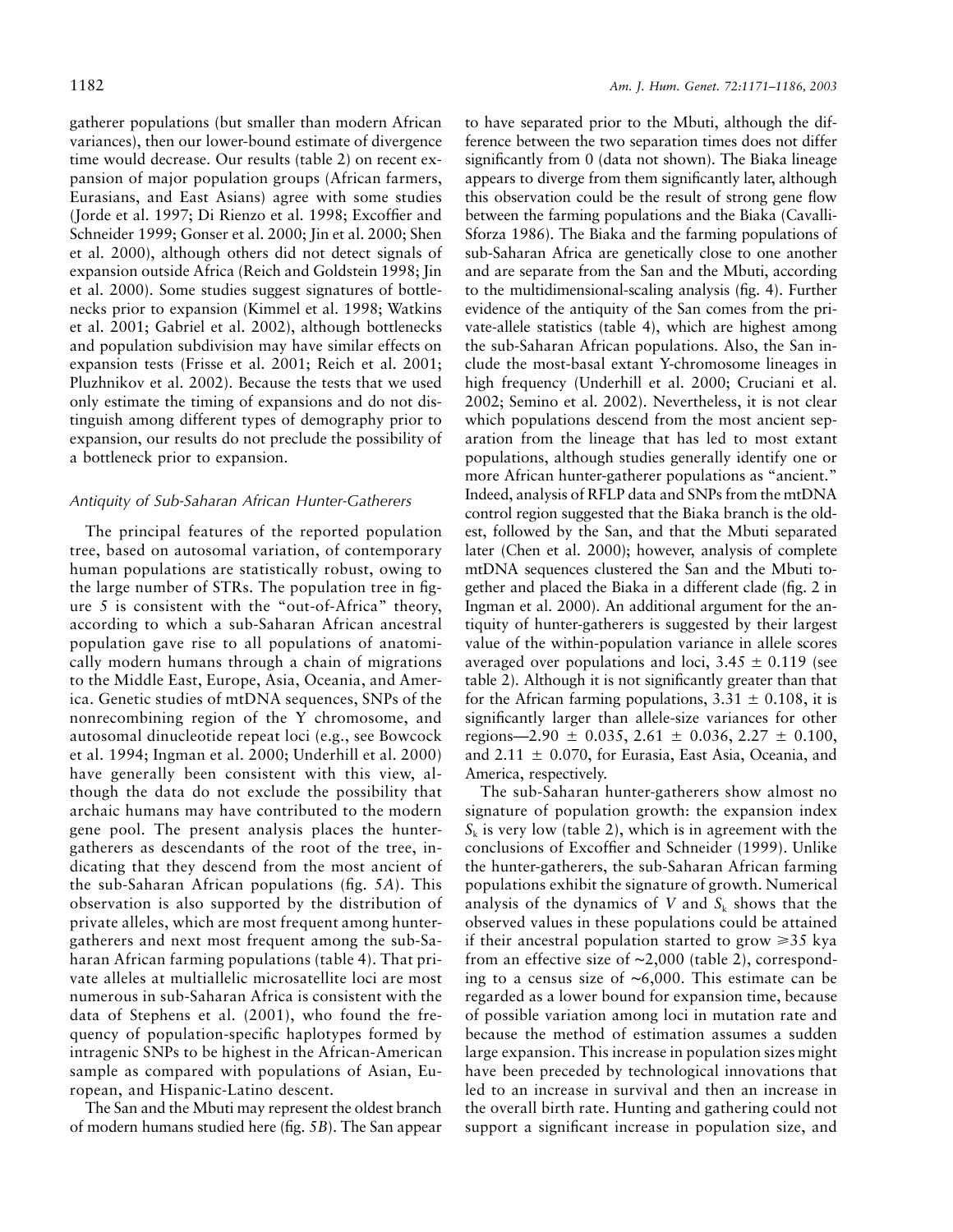gatherer populations (but smaller than modern African variances), then our lower-bound estimate of divergence time would decrease. Our results (table 2) on recent expansion of major population groups (African farmers, Eurasians, and East Asians) agree with some studies (Jorde et al. 1997; Di Rienzo et al. 1998; Excoffier and Schneider 1999; Gonser et al. 2000; Jin et al. 2000; Shen et al. 2000), although others did not detect signals of expansion outside Africa (Reich and Goldstein 1998; Jin et al. 2000). Some studies suggest signatures of bottlenecks prior to expansion (Kimmel et al. 1998; Watkins et al. 2001; Gabriel et al. 2002), although bottlenecks and population subdivision may have similar effects on expansion tests (Frisse et al. 2001; Reich et al. 2001; Pluzhnikov et al. 2002). Because the tests that we used only estimate the timing of expansions and do not distinguish among different types of demography prior to expansion, our results do not preclude the possibility of a bottleneck prior to expansion.

### *Antiquity of Sub-Saharan African Hunter-Gatherers*

The principal features of the reported population tree, based on autosomal variation, of contemporary human populations are statistically robust, owing to the large number of STRs. The population tree in figure 5 is consistent with the "out-of-Africa" theory, according to which a sub-Saharan African ancestral population gave rise to all populations of anatomically modern humans through a chain of migrations to the Middle East, Europe, Asia, Oceania, and America. Genetic studies of mtDNA sequences, SNPs of the nonrecombining region of the Y chromosome, and autosomal dinucleotide repeat loci (e.g., see Bowcock et al. 1994; Ingman et al. 2000; Underhill et al. 2000) have generally been consistent with this view, although the data do not exclude the possibility that archaic humans may have contributed to the modern gene pool. The present analysis places the hunter-gatherers as descendants of the root of the tree, indicating that they descend from the most ancient of the sub-Saharan African populations (fig. 5*A*). This observation is also supported by the distribution of private alleles, which are most frequent among hunter-gatherers and next most frequent among the sub-Saharan African farming populations (table 4). That private alleles at multiallelic microsatellite loci are most numerous in sub-Saharan Africa is consistent with the data of Stephens et al. (2001), who found the frequency of population-specific haplotypes formed by intragenic SNPs to be highest in the African-American sample as compared with populations of Asian, European, and Hispanic-Latino descent.

The San and the Mbuti may represent the oldest branch of modern humans studied here (fig. 5*B*). The San appear to have separated prior to the Mbuti, although the difference between the two separation times does not differ significantly from 0 (data not shown). The Biaka lineage appears to diverge from them significantly later, although this observation could be the result of strong gene flow between the farming populations and the Biaka (Cavalli-Sforza 1986). The Biaka and the farming populations of sub-Saharan Africa are genetically close to one another and are separate from the San and the Mbuti, according to the multidimensional-scaling analysis (fig. 4). Further evidence of the antiquity of the San comes from the private-allele statistics (table 4), which are highest among the sub-Saharan African populations. Also, the San include the most-basal extant Y-chromosome lineages in high frequency (Underhill et al. 2000; Cruciani et al. 2002; Semino et al. 2002). Nevertheless, it is not clear which populations descend from the most ancient separation from the lineage that has led to most extant populations, although studies generally identify one or more African hunter-gatherer populations as "ancient." Indeed, analysis of RFLP data and SNPs from the mtDNA control region suggested that the Biaka branch is the oldest, followed by the San, and that the Mbuti separated later (Chen et al. 2000); however, analysis of complete mtDNA sequences clustered the San and the Mbuti together and placed the Biaka in a different clade (fig. 2 in Ingman et al. 2000). An additional argument for the antiquity of hunter-gatherers is suggested by their largest value of the within-population variance in allele scores averaged over populations and loci, $3.45 \pm 0.119$ (see table 2). Although it is not significantly greater than that for the African farming populations, $3.31 \pm 0.108$, it is significantly larger than allele-size variances for other regions—$2.90 \pm 0.035$, $2.61 \pm 0.036$, $2.27 \pm 0.100$, and $2.11 \pm 0.070$, for Eurasia, East Asia, Oceania, and America, respectively.

The sub-Saharan hunter-gatherers show almost no signature of population growth: the expansion index $S_k$ is very low (table 2), which is in agreement with the conclusions of Excoffier and Schneider (1999). Unlike the hunter-gatherers, the sub-Saharan African farming populations exhibit the signature of growth. Numerical analysis of the dynamics of $V$ and $S_k$ shows that the observed values in these populations could be attained if their ancestral population started to grow $\geqslant$35 kya from an effective size of ~2,000 (table 2), corresponding to a census size of ~6,000. This estimate can be regarded as a lower bound for expansion time, because of possible variation among loci in mutation rate and because the method of estimation assumes a sudden large expansion. This increase in population sizes might have been preceded by technological innovations that led to an increase in survival and then an increase in the overall birth rate. Hunting and gathering could not support a significant increase in population size, and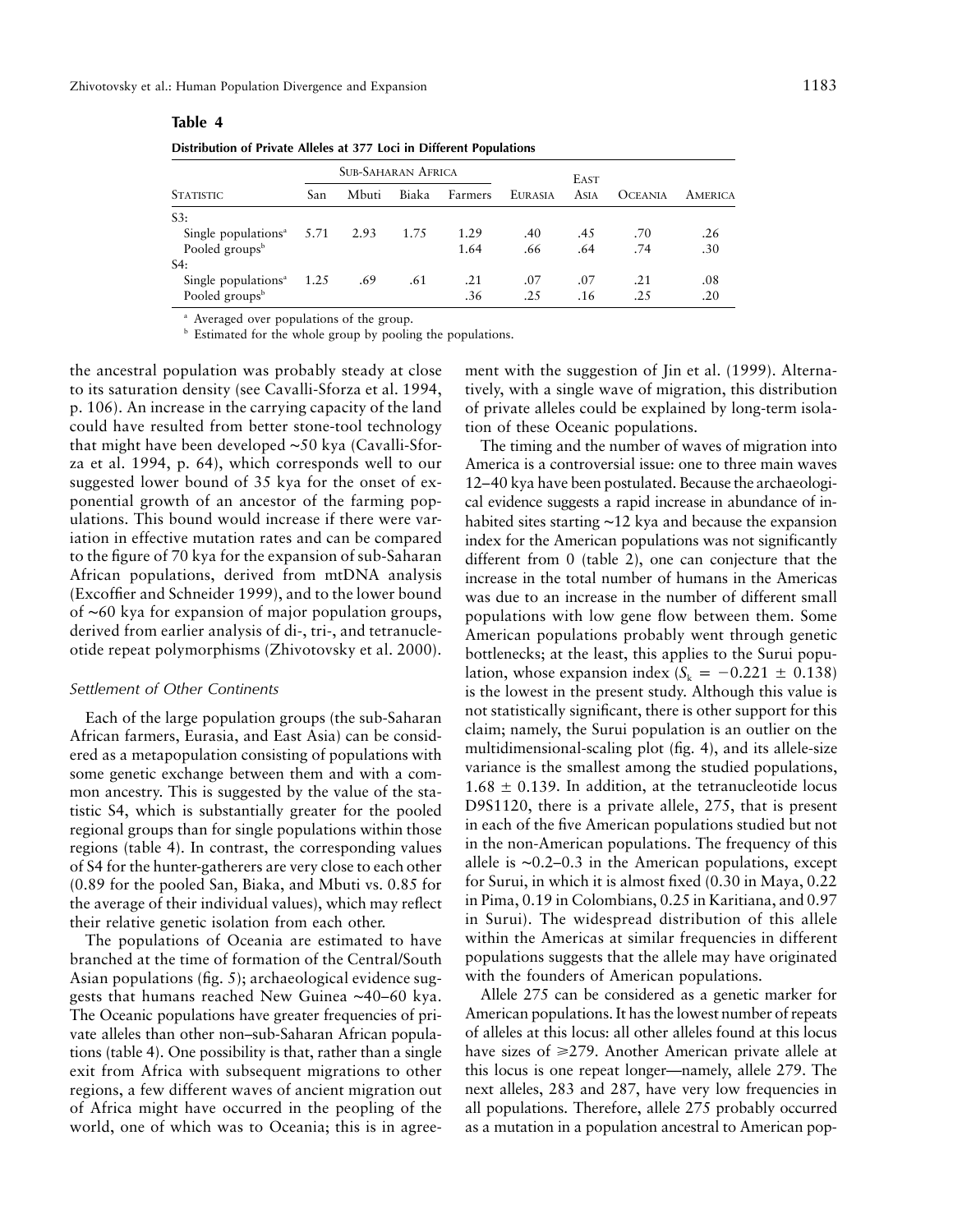**Table 4**

**Distribution of Private Alleles at 377 Loci in Different Populations**

| Statistic | Sub-Saharan Africa | | | | Eurasia | East Asia | Oceania | America |
|---|---|---|---|---|---|---|---|---|
| | San | Mbuti | Biaka | Farmers | | | | |
| S3: | | | | | | | | |
| Single populations[a] | 5.71 | 2.93 | 1.75 | 1.29 | .40 | .45 | .70 | .26 |
| Pooled groups[b] | | | | 1.64 | .66 | .64 | .74 | .30 |
| S4: | | | | | | | | |
| Single populations[a] | 1.25 | .69 | .61 | .21 | .07 | .07 | .21 | .08 |
| Pooled groups[b] | | | | .36 | .25 | .16 | .25 | .20 |

[a] Averaged over populations of the group.

[b] Estimated for the whole group by pooling the populations.

the ancestral population was probably steady at close to its saturation density (see Cavalli-Sforza et al. 1994, p. 106). An increase in the carrying capacity of the land could have resulted from better stone-tool technology that might have been developed ~50 kya (Cavalli-Sforza et al. 1994, p. 64), which corresponds well to our suggested lower bound of 35 kya for the onset of exponential growth of an ancestor of the farming populations. This bound would increase if there were variation in effective mutation rates and can be compared to the figure of 70 kya for the expansion of sub-Saharan African populations, derived from mtDNA analysis (Excoffier and Schneider 1999), and to the lower bound of ~60 kya for expansion of major population groups, derived from earlier analysis of di-, tri-, and tetranucleotide repeat polymorphisms (Zhivotovsky et al. 2000).

### *Settlement of Other Continents*

Each of the large population groups (the sub-Saharan African farmers, Eurasia, and East Asia) can be considered as a metapopulation consisting of populations with some genetic exchange between them and with a common ancestry. This is suggested by the value of the statistic S4, which is substantially greater for the pooled regional groups than for single populations within those regions (table 4). In contrast, the corresponding values of S4 for the hunter-gatherers are very close to each other (0.89 for the pooled San, Biaka, and Mbuti vs. 0.85 for the average of their individual values), which may reflect their relative genetic isolation from each other.

The populations of Oceania are estimated to have branched at the time of formation of the Central/South Asian populations (fig. 5); archaeological evidence suggests that humans reached New Guinea ~40–60 kya. The Oceanic populations have greater frequencies of private alleles than other non–sub-Saharan African populations (table 4). One possibility is that, rather than a single exit from Africa with subsequent migrations to other regions, a few different waves of ancient migration out of Africa might have occurred in the peopling of the world, one of which was to Oceania; this is in agreement with the suggestion of Jin et al. (1999). Alternatively, with a single wave of migration, this distribution of private alleles could be explained by long-term isolation of these Oceanic populations.

The timing and the number of waves of migration into America is a controversial issue: one to three main waves 12–40 kya have been postulated. Because the archaeological evidence suggests a rapid increase in abundance of inhabited sites starting ~12 kya and because the expansion index for the American populations was not significantly different from 0 (table 2), one can conjecture that the increase in the total number of humans in the Americas was due to an increase in the number of different small populations with low gene flow between them. Some American populations probably went through genetic bottlenecks; at the least, this applies to the Surui population, whose expansion index ($S_k = -0.221 \pm 0.138$) is the lowest in the present study. Although this value is not statistically significant, there is other support for this claim; namely, the Surui population is an outlier on the multidimensional-scaling plot (fig. 4), and its allele-size variance is the smallest among the studied populations, $1.68 \pm 0.139$. In addition, at the tetranucleotide locus D9S1120, there is a private allele, 275, that is present in each of the five American populations studied but not in the non-American populations. The frequency of this allele is ~0.2–0.3 in the American populations, except for Surui, in which it is almost fixed (0.30 in Maya, 0.22 in Pima, 0.19 in Colombians, 0.25 in Karitiana, and 0.97 in Surui). The widespread distribution of this allele within the Americas at similar frequencies in different populations suggests that the allele may have originated with the founders of American populations.

Allele 275 can be considered as a genetic marker for American populations. It has the lowest number of repeats of alleles at this locus: all other alleles found at this locus have sizes of ⩾279. Another American private allele at this locus is one repeat longer—namely, allele 279. The next alleles, 283 and 287, have very low frequencies in all populations. Therefore, allele 275 probably occurred as a mutation in a population ancestral to American pop-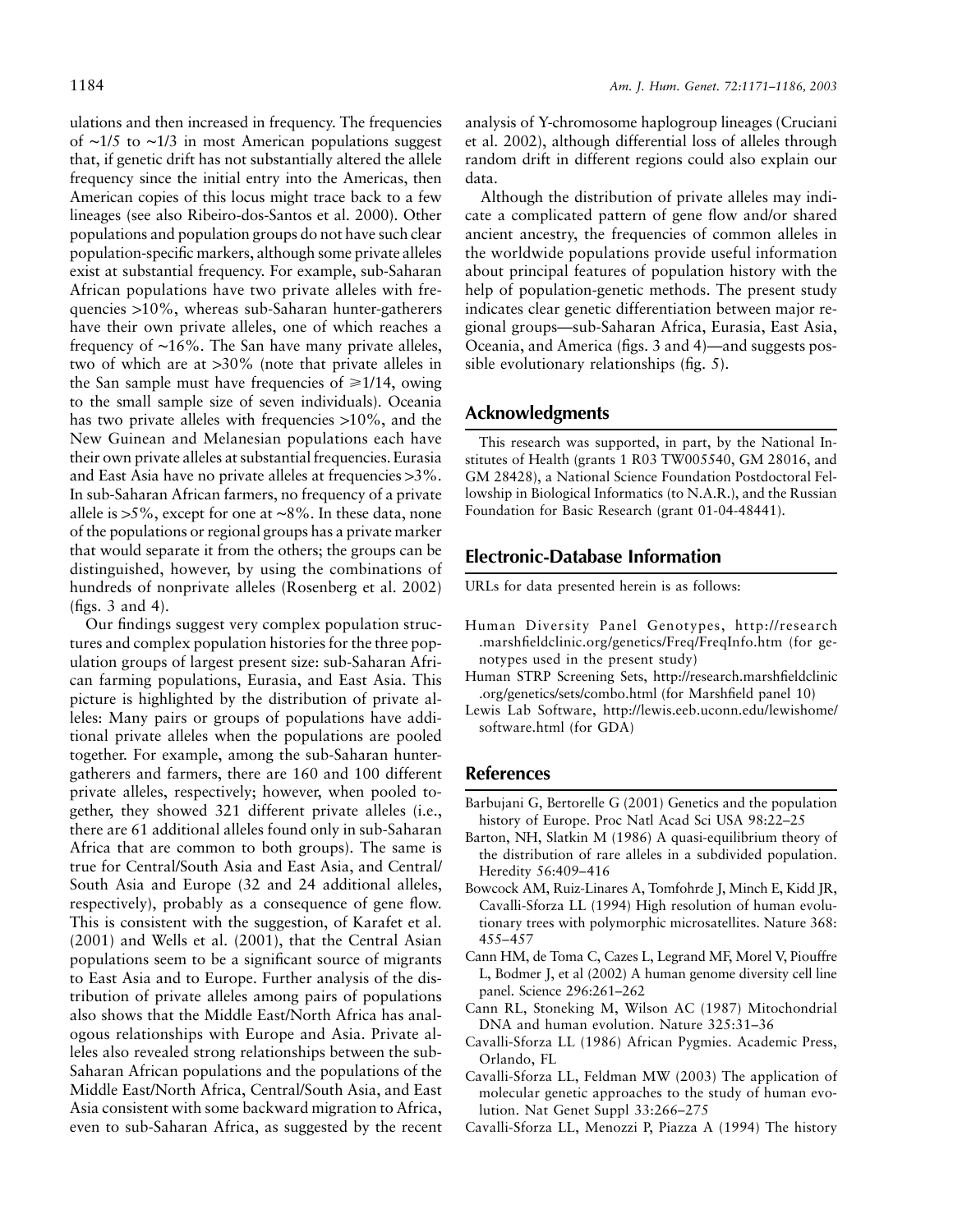ulations and then increased in frequency. The frequencies of ∼1/5 to ∼1/3 in most American populations suggest that, if genetic drift has not substantially altered the allele frequency since the initial entry into the Americas, then American copies of this locus might trace back to a few lineages (see also Ribeiro-dos-Santos et al. 2000). Other populations and population groups do not have such clear population-specific markers, although some private alleles exist at substantial frequency. For example, sub-Saharan African populations have two private alleles with frequencies >10%, whereas sub-Saharan hunter-gatherers have their own private alleles, one of which reaches a frequency of ∼16%. The San have many private alleles, two of which are at >30% (note that private alleles in the San sample must have frequencies of ⩾1/14, owing to the small sample size of seven individuals). Oceania has two private alleles with frequencies >10%, and the New Guinean and Melanesian populations each have their own private alleles at substantial frequencies. Eurasia and East Asia have no private alleles at frequencies >3%. In sub-Saharan African farmers, no frequency of a private allele is >5%, except for one at ∼8%. In these data, none of the populations or regional groups has a private marker that would separate it from the others; the groups can be distinguished, however, by using the combinations of hundreds of nonprivate alleles (Rosenberg et al. 2002) (figs. 3 and 4).

Our findings suggest very complex population structures and complex population histories for the three population groups of largest present size: sub-Saharan African farming populations, Eurasia, and East Asia. This picture is highlighted by the distribution of private alleles: Many pairs or groups of populations have additional private alleles when the populations are pooled together. For example, among the sub-Saharan hunter-gatherers and farmers, there are 160 and 100 different private alleles, respectively; however, when pooled together, they showed 321 different private alleles (i.e., there are 61 additional alleles found only in sub-Saharan Africa that are common to both groups). The same is true for Central/South Asia and East Asia, and Central/South Asia and Europe (32 and 24 additional alleles, respectively), probably as a consequence of gene flow. This is consistent with the suggestion, of Karafet et al. (2001) and Wells et al. (2001), that the Central Asian populations seem to be a significant source of migrants to East Asia and to Europe. Further analysis of the distribution of private alleles among pairs of populations also shows that the Middle East/North Africa has analogous relationships with Europe and Asia. Private alleles also revealed strong relationships between the sub-Saharan African populations and the populations of the Middle East/North Africa, Central/South Asia, and East Asia consistent with some backward migration to Africa, even to sub-Saharan Africa, as suggested by the recent analysis of Y-chromosome haplogroup lineages (Cruciani et al. 2002), although differential loss of alleles through random drift in different regions could also explain our data.

Although the distribution of private alleles may indicate a complicated pattern of gene flow and/or shared ancient ancestry, the frequencies of common alleles in the worldwide populations provide useful information about principal features of population history with the help of population-genetic methods. The present study indicates clear genetic differentiation between major regional groups—sub-Saharan Africa, Eurasia, East Asia, Oceania, and America (figs. 3 and 4)—and suggests possible evolutionary relationships (fig. 5).

## Acknowledgments

This research was supported, in part, by the National Institutes of Health (grants 1 R03 TW005540, GM 28016, and GM 28428), a National Science Foundation Postdoctoral Fellowship in Biological Informatics (to N.A.R.), and the Russian Foundation for Basic Research (grant 01-04-48441).

## Electronic-Database Information

URLs for data presented herein is as follows:

Human Diversity Panel Genotypes, http://research.marshfieldclinic.org/genetics/Freq/FreqInfo.htm (for genotypes used in the present study)

Human STRP Screening Sets, http://research.marshfieldclinic.org/genetics/sets/combo.html (for Marshfield panel 10)

Lewis Lab Software, http://lewis.eeb.uconn.edu/lewishome/software.html (for GDA)

## References

Barbujani G, Bertorelle G (2001) Genetics and the population history of Europe. Proc Natl Acad Sci USA 98:22–25

Barton, NH, Slatkin M (1986) A quasi-equilibrium theory of the distribution of rare alleles in a subdivided population. Heredity 56:409–416

Bowcock AM, Ruiz-Linares A, Tomfohrde J, Minch E, Kidd JR, Cavalli-Sforza LL (1994) High resolution of human evolutionary trees with polymorphic microsatellites. Nature 368: 455–457

Cann HM, de Toma C, Cazes L, Legrand MF, Morel V, Piouffre L, Bodmer J, et al (2002) A human genome diversity cell line panel. Science 296:261–262

Cann RL, Stoneking M, Wilson AC (1987) Mitochondrial DNA and human evolution. Nature 325:31–36

Cavalli-Sforza LL (1986) African Pygmies. Academic Press, Orlando, FL

Cavalli-Sforza LL, Feldman MW (2003) The application of molecular genetic approaches to the study of human evolution. Nat Genet Suppl 33:266–275

Cavalli-Sforza LL, Menozzi P, Piazza A (1994) The history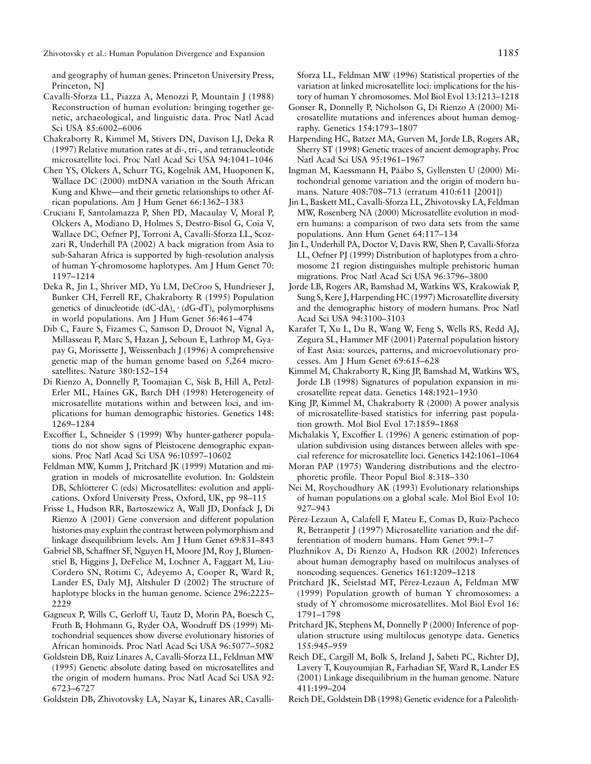and geography of human genes. Princeton University Press, Princeton, NJ

Cavalli-Sforza LL, Piazza A, Menozzi P, Mountain J (1988) Reconstruction of human evolution: bringing together genetic, archaeological, and linguistic data. Proc Natl Acad Sci USA 85:6002–6006

Chakraborty R, Kimmel M, Stivers DN, Davison LJ, Deka R (1997) Relative mutation rates at di-, tri-, and tetranucleotide microsatellite loci. Proc Natl Acad Sci USA 94:1041–1046

Chen YS, Olckers A, Schurr TG, Kogelnik AM, Huoponen K, Wallace DC (2000) mtDNA variation in the South African Kung and Khwe—and their genetic relationships to other African populations. Am J Hum Genet 66:1362–1383

Cruciani F, Santolamazza P, Shen PD, Macaulay V, Moral P, Olckers A, Modiano D, Holmes S, Destro-Bisol G, Coia V, Wallace DC, Oefner PJ, Torroni A, Cavalli-Sforza LL, Scozzari R, Underhill PA (2002) A back migration from Asia to sub-Saharan Africa is supported by high-resolution analysis of human Y-chromosome haplotypes. Am J Hum Genet 70: 1197–1214

Deka R, Jin L, Shriver MD, Yu LM, DeCroo S, Hundrieser J, Bunker CH, Ferrell RE, Chakraborty R (1995) Population genetics of dinucleotide $(dC\text{-}dA)_n \cdot (dG\text{-}dT)_n$ polymorphisms in world populations. Am J Hum Genet 56:461–474

Dib C, Faure S, Fizames C, Samson D, Drouot N, Vignal A, Millasseau P, Marc S, Hazan J, Seboun E, Lathrop M, Gyapay G, Morissette J, Weissenbach J (1996) A comprehensive genetic map of the human genome based on 5,264 microsatellites. Nature 380:152–154

Di Rienzo A, Donnelly P, Toomajian C, Sisk B, Hill A, Petzl-Erler ML, Haines GK, Barch DH (1998) Heterogeneity of microsatellite mutations within and between loci, and implications for human demographic histories. Genetics 148: 1269–1284

Excoffier L, Schneider S (1999) Why hunter-gatherer populations do not show signs of Pleistocene demographic expansions. Proc Natl Acad Sci USA 96:10597–10602

Feldman MW, Kumm J, Pritchard JK (1999) Mutation and migration in models of microsatellite evolution. In: Goldstein DB, Schlötterer C (eds) Microsatellites: evolution and applications. Oxford University Press, Oxford, UK, pp 98–115

Frisse L, Hudson RR, Bartoszewicz A, Wall JD, Donfack J, Di Rienzo A (2001) Gene conversion and different population histories may explain the contrast between polymorphism and linkage disequilibrium levels. Am J Hum Genet 69:831–843

Gabriel SB, Schaffner SF, Nguyen H, Moore JM, Roy J, Blumenstiel B, Higgins J, DeFelice M, Lochner A, Faggart M, Liu-Cordero SN, Rotimi C, Adeyemo A, Cooper R, Ward R, Lander ES, Daly MJ, Altshuler D (2002) The structure of haplotype blocks in the human genome. Science 296:2225–2229

Gagneux P, Wills C, Gerloff U, Tautz D, Morin PA, Boesch C, Fruth B, Hohmann G, Ryder OA, Woodruff DS (1999) Mitochondrial sequences show diverse evolutionary histories of African hominoids. Proc Natl Acad Sci USA 96:5077–5082

Goldstein DB, Ruiz Linares A, Cavalli-Sforza LL, Feldman MW (1995) Genetic absolute dating based on microsatellites and the origin of modern humans. Proc Natl Acad Sci USA 92: 6723–6727

Goldstein DB, Zhivotovsky LA, Nayar K, Linares AR, Cavalli-Sforza LL, Feldman MW (1996) Statistical properties of the variation at linked microsatellite loci: implications for the history of human Y chromosomes. Mol Biol Evol 13:1213–1218

Gonser R, Donnelly P, Nicholson G, Di Rienzo A (2000) Microsatellite mutations and inferences about human demography. Genetics 154:1793–1807

Harpending HC, Batzer MA, Gurven M, Jorde LB, Rogers AR, Sherry ST (1998) Genetic traces of ancient demography. Proc Natl Acad Sci USA 95:1961–1967

Ingman M, Kaessmann H, Pääbo S, Gyllensten U (2000) Mitochondrial genome variation and the origin of modern humans. Nature 408:708–713 (erratum 410:611 [2001])

Jin L, Baskett ML, Cavalli-Sforza LL, Zhivotovsky LA, Feldman MW, Rosenberg NA (2000) Microsatellite evolution in modern humans: a comparison of two data sets from the same populations. Ann Hum Genet 64:117–134

Jin L, Underhill PA, Doctor V, Davis RW, Shen P, Cavalli-Sforza LL, Oefner PJ (1999) Distribution of haplotypes from a chromosome 21 region distinguishes multiple prehistoric human migrations. Proc Natl Acad Sci USA 96:3796–3800

Jorde LB, Rogers AR, Bamshad M, Watkins WS, Krakowiak P, Sung S, Kere J, Harpending HC (1997) Microsatellite diversity and the demographic history of modern humans. Proc Natl Acad Sci USA 94:3100–3103

Karafet T, Xu L, Du R, Wang W, Feng S, Wells RS, Redd AJ, Zegura SL, Hammer MF (2001) Paternal population history of East Asia: sources, patterns, and microevolutionary processes. Am J Hum Genet 69:615–628

Kimmel M, Chakraborty R, King JP, Bamshad M, Watkins WS, Jorde LB (1998) Signatures of population expansion in microsatellite repeat data. Genetics 148:1921–1930

King JP, Kimmel M, Chakraborty R (2000) A power analysis of microsatellite-based statistics for inferring past population growth. Mol Biol Evol 17:1859–1868

Michalakis Y, Excoffier L (1996) A generic estimation of population subdivision using distances between alleles with special reference for microsatellite loci. Genetics 142:1061–1064

Moran PAP (1975) Wandering distributions and the electrophoretic profile. Theor Popul Biol 8:318–330

Nei M, Roychoudhury AK (1993) Evolutionary relationships of human populations on a global scale. Mol Biol Evol 10: 927–943

Pérez-Lezaun A, Calafell F, Mateu E, Comas D, Ruiz-Pacheco R, Betranpetit J (1997) Microsatellite variation and the differentiation of modern humans. Hum Genet 99:1–7

Pluzhnikov A, Di Rienzo A, Hudson RR (2002) Inferences about human demography based on multilocus analyses of noncoding sequences. Genetics 161:1209–1218

Pritchard JK, Seielstad MT, Pérez-Lezaun A, Feldman MW (1999) Population growth of human Y chromosomes: a study of Y chromosome microsatellites. Mol Biol Evol 16: 1791–1798

Pritchard JK, Stephens M, Donnelly P (2000) Inference of population structure using multilocus genotype data. Genetics 155:945–959

Reich DE, Cargill M, Bolk S, Ireland J, Sabeti PC, Richter DJ, Lavery T, Kouyoumjian R, Farhadian SF, Ward R, Lander ES (2001) Linkage disequilibrium in the human genome. Nature 411:199–204

Reich DE, Goldstein DB (1998) Genetic evidence for a Paleolith-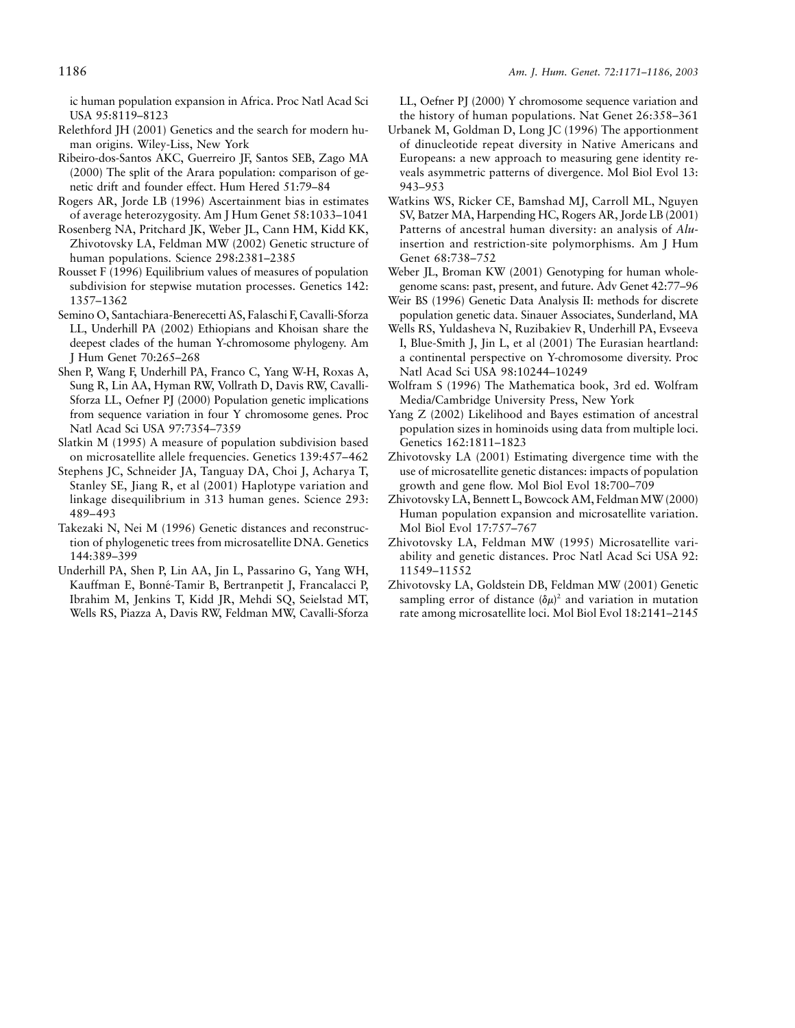ic human population expansion in Africa. Proc Natl Acad Sci USA 95:8119–8123

Relethford JH (2001) Genetics and the search for modern human origins. Wiley-Liss, New York

Ribeiro-dos-Santos AKC, Guerreiro JF, Santos SEB, Zago MA (2000) The split of the Arara population: comparison of genetic drift and founder effect. Hum Hered 51:79–84

Rogers AR, Jorde LB (1996) Ascertainment bias in estimates of average heterozygosity. Am J Hum Genet 58:1033–1041

Rosenberg NA, Pritchard JK, Weber JL, Cann HM, Kidd KK, Zhivotovsky LA, Feldman MW (2002) Genetic structure of human populations. Science 298:2381–2385

Rousset F (1996) Equilibrium values of measures of population subdivision for stepwise mutation processes. Genetics 142: 1357–1362

Semino O, Santachiara-Benerecetti AS, Falaschi F, Cavalli-Sforza LL, Underhill PA (2002) Ethiopians and Khoisan share the deepest clades of the human Y-chromosome phylogeny. Am J Hum Genet 70:265–268

Shen P, Wang F, Underhill PA, Franco C, Yang W-H, Roxas A, Sung R, Lin AA, Hyman RW, Vollrath D, Davis RW, Cavalli-Sforza LL, Oefner PJ (2000) Population genetic implications from sequence variation in four Y chromosome genes. Proc Natl Acad Sci USA 97:7354–7359

Slatkin M (1995) A measure of population subdivision based on microsatellite allele frequencies. Genetics 139:457–462

Stephens JC, Schneider JA, Tanguay DA, Choi J, Acharya T, Stanley SE, Jiang R, et al (2001) Haplotype variation and linkage disequilibrium in 313 human genes. Science 293: 489–493

Takezaki N, Nei M (1996) Genetic distances and reconstruction of phylogenetic trees from microsatellite DNA. Genetics 144:389–399

Underhill PA, Shen P, Lin AA, Jin L, Passarino G, Yang WH, Kauffman E, Bonné-Tamir B, Bertranpetit J, Francalacci P, Ibrahim M, Jenkins T, Kidd JR, Mehdi SQ, Seielstad MT, Wells RS, Piazza A, Davis RW, Feldman MW, Cavalli-Sforza LL, Oefner PJ (2000) Y chromosome sequence variation and the history of human populations. Nat Genet 26:358–361

Urbanek M, Goldman D, Long JC (1996) The apportionment of dinucleotide repeat diversity in Native Americans and Europeans: a new approach to measuring gene identity reveals asymmetric patterns of divergence. Mol Biol Evol 13: 943–953

Watkins WS, Ricker CE, Bamshad MJ, Carroll ML, Nguyen SV, Batzer MA, Harpending HC, Rogers AR, Jorde LB (2001) Patterns of ancestral human diversity: an analysis of *Alu*-insertion and restriction-site polymorphisms. Am J Hum Genet 68:738–752

Weber JL, Broman KW (2001) Genotyping for human whole-genome scans: past, present, and future. Adv Genet 42:77–96

Weir BS (1996) Genetic Data Analysis II: methods for discrete population genetic data. Sinauer Associates, Sunderland, MA

Wells RS, Yuldasheva N, Ruzibakiev R, Underhill PA, Evseeva I, Blue-Smith J, Jin L, et al (2001) The Eurasian heartland: a continental perspective on Y-chromosome diversity. Proc Natl Acad Sci USA 98:10244–10249

Wolfram S (1996) The Mathematica book, 3rd ed. Wolfram Media/Cambridge University Press, New York

Yang Z (2002) Likelihood and Bayes estimation of ancestral population sizes in hominoids using data from multiple loci. Genetics 162:1811–1823

Zhivotovsky LA (2001) Estimating divergence time with the use of microsatellite genetic distances: impacts of population growth and gene flow. Mol Biol Evol 18:700–709

Zhivotovsky LA, Bennett L, Bowcock AM, Feldman MW (2000) Human population expansion and microsatellite variation. Mol Biol Evol 17:757–767

Zhivotovsky LA, Feldman MW (1995) Microsatellite variability and genetic distances. Proc Natl Acad Sci USA 92: 11549–11552

Zhivotovsky LA, Goldstein DB, Feldman MW (2001) Genetic sampling error of distance $(\delta\mu)^2$ and variation in mutation rate among microsatellite loci. Mol Biol Evol 18:2141–2145